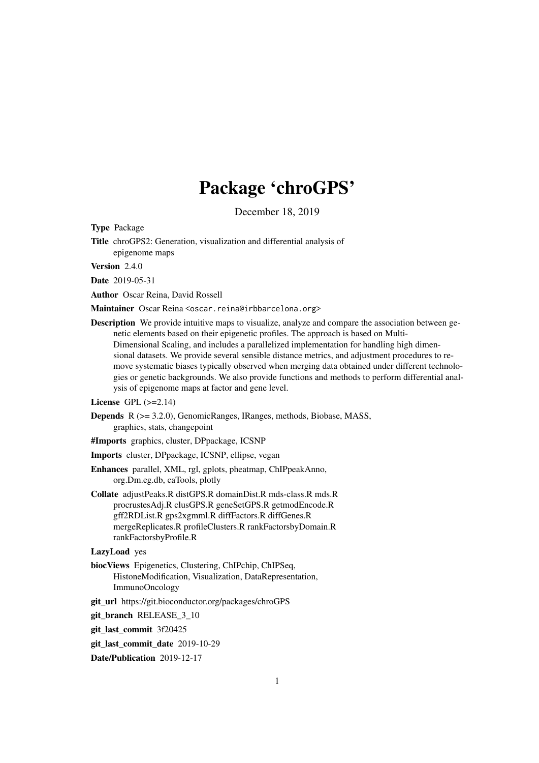# Package ‘chroGPS’

December 18, 2019

**Type** Package

**Title** chroGPS2: Generation, visualization and differential analysis of epigenome maps

**Version** 2.4.0

**Date** 2019-05-31

**Author** Oscar Reina, David Rossell

**Maintainer** Oscar Reina <oscar.reina@irbbarcelona.org>

**Description** We provide intuitive maps to visualize, analyze and compare the association between genetic elements based on their epigenetic profiles. The approach is based on Multi-Dimensional Scaling, and includes a parallelized implementation for handling high dimensional datasets. We provide several sensible distance metrics, and adjustment procedures to remove systematic biases typically observed when merging data obtained under different technologies or genetic backgrounds. We also provide functions and methods to perform differential analysis of epigenome maps at factor and gene level.

**License** GPL (>=2.14)

**Depends** R (>= 3.2.0), GenomicRanges, IRanges, methods, Biobase, MASS, graphics, stats, changepoint

**#Imports** graphics, cluster, DPpackage, ICSNP

**Imports** cluster, DPpackage, ICSNP, ellipse, vegan

**Enhances** parallel, XML, rgl, gplots, pheatmap, ChIPpeakAnno, org.Dm.eg.db, caTools, plotly

**Collate** adjustPeaks.R distGPS.R domainDist.R mds-class.R mds.R procrustesAdj.R clusGPS.R geneSetGPS.R getmodEncode.R gff2RDList.R gps2xgmml.R diffFactors.R diffGenes.R mergeReplicates.R profileClusters.R rankFactorsbyDomain.R rankFactorsbyProfile.R

**LazyLoad** yes

**biocViews** Epigenetics, Clustering, ChIPchip, ChIPSeq, HistoneModification, Visualization, DataRepresentation, ImmunoOncology

**git_url** https://git.bioconductor.org/packages/chroGPS

**git_branch** RELEASE_3_10

**git_last_commit** 3f20425

**git_last_commit_date** 2019-10-29

**Date/Publication** 2019-12-17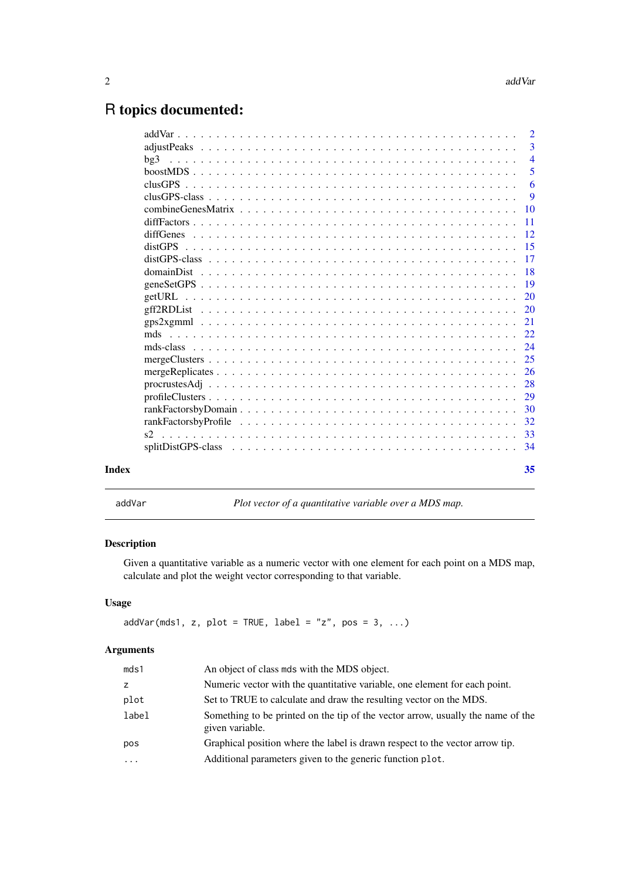# R topics documented:

| | |
|---|---|
| addVar | 2 |
| adjustPeaks | 3 |
| bg3 | 4 |
| boostMDS | 5 |
| clusGPS | 6 |
| clusGPS-class | 9 |
| combineGenesMatrix | 10 |
| diffFactors | 11 |
| diffGenes | 12 |
| distGPS | 15 |
| distGPS-class | 17 |
| domainDist | 18 |
| geneSetGPS | 19 |
| getURL | 20 |
| gff2RDList | 20 |
| gps2xgmml | 21 |
| mds | 22 |
| mds-class | 24 |
| mergeClusters | 25 |
| mergeReplicates | 26 |
| procrustesAdj | 28 |
| profileClusters | 29 |
| rankFactorsbyDomain | 30 |
| rankFactorsbyProfile | 32 |
| s2 | 33 |
| splitDistGPS-class | 34 |
| **Index** | **35** |

---

`addVar` — *Plot vector of a quantitative variable over a MDS map.*

---

### Description

Given a quantitative variable as a numeric vector with one element for each point on a MDS map, calculate and plot the weight vector corresponding to that variable.

### Usage

```
addVar(mds1, z, plot = TRUE, label = "z", pos = 3, ...)
```

### Arguments

| | |
|---|---|
| `mds1` | An object of class `mds` with the MDS object. |
| `z` | Numeric vector with the quantitative variable, one element for each point. |
| `plot` | Set to TRUE to calculate and draw the resulting vector on the MDS. |
| `label` | Something to be printed on the tip of the vector arrow, usually the name of the given variable. |
| `pos` | Graphical position where the label is drawn respect to the vector arrow tip. |
| `...` | Additional parameters given to the generic function `plot`. |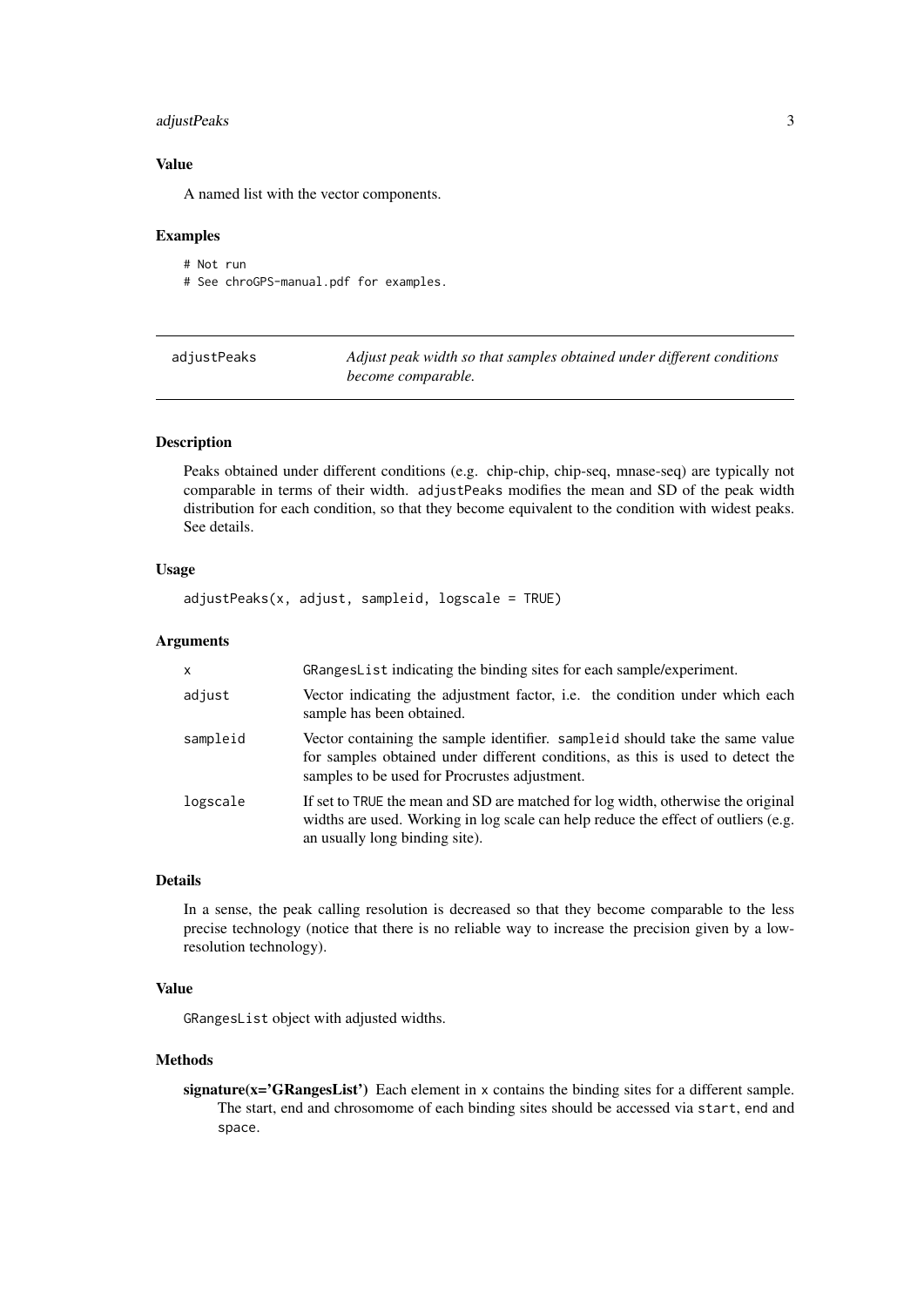### Value

A named list with the vector components.

### Examples

```
# Not run
# See chroGPS-manual.pdf for examples.
```

---

## adjustPeaks — *Adjust peak width so that samples obtained under different conditions become comparable.*

---

### Description

Peaks obtained under different conditions (e.g. chip-chip, chip-seq, mnase-seq) are typically not comparable in terms of their width. `adjustPeaks` modifies the mean and SD of the peak width distribution for each condition, so that they become equivalent to the condition with widest peaks. See details.

### Usage

```
adjustPeaks(x, adjust, sampleid, logscale = TRUE)
```

### Arguments

| | |
|---|---|
| `x` | `GRangesList` indicating the binding sites for each sample/experiment. |
| `adjust` | Vector indicating the adjustment factor, i.e. the condition under which each sample has been obtained. |
| `sampleid` | Vector containing the sample identifier. `sampleid` should take the same value for samples obtained under different conditions, as this is used to detect the samples to be used for Procrustes adjustment. |
| `logscale` | If set to `TRUE` the mean and SD are matched for log width, otherwise the original widths are used. Working in log scale can help reduce the effect of outliers (e.g. an usually long binding site). |

### Details

In a sense, the peak calling resolution is decreased so that they become comparable to the less precise technology (notice that there is no reliable way to increase the precision given by a low-resolution technology).

### Value

`GRangesList` object with adjusted widths.

### Methods

**signature(x='GRangesList')** Each element in `x` contains the binding sites for a different sample. The start, end and chrosomome of each binding sites should be accessed via `start`, `end` and `space`.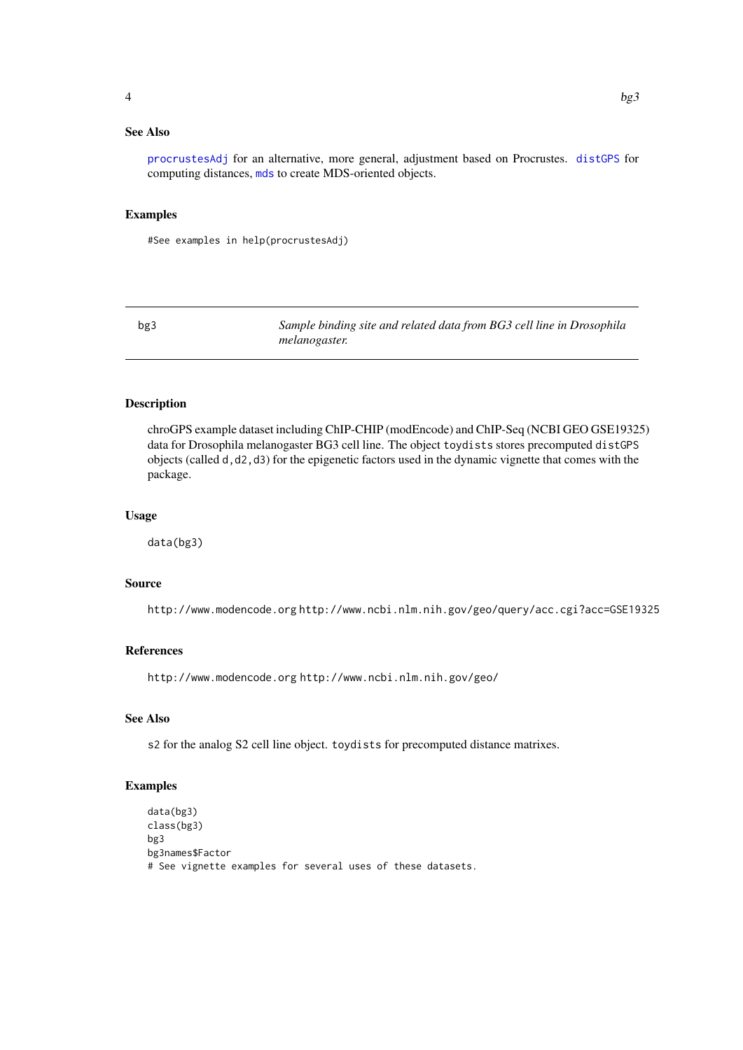### See Also

procrustesAdj for an alternative, more general, adjustment based on Procrustes. distGPS for computing distances, mds to create MDS-oriented objects.

### Examples

```
#See examples in help(procrustesAdj)
```

---

## bg3 — *Sample binding site and related data from BG3 cell line in Drosophila melanogaster.*

---

### Description

chroGPS example dataset including ChIP-CHIP (modEncode) and ChIP-Seq (NCBI GEO GSE19325) data for Drosophila melanogaster BG3 cell line. The object `toydists` stores precomputed `distGPS` objects (called `d,d2,d3`) for the epigenetic factors used in the dynamic vignette that comes with the package.

### Usage

```
data(bg3)
```

### Source

`http://www.modencode.org` `http://www.ncbi.nlm.nih.gov/geo/query/acc.cgi?acc=GSE19325`

### References

`http://www.modencode.org` `http://www.ncbi.nlm.nih.gov/geo/`

### See Also

`s2` for the analog S2 cell line object. `toydists` for precomputed distance matrixes.

### Examples

```
data(bg3)
class(bg3)
bg3
bg3names$Factor
# See vignette examples for several uses of these datasets.
```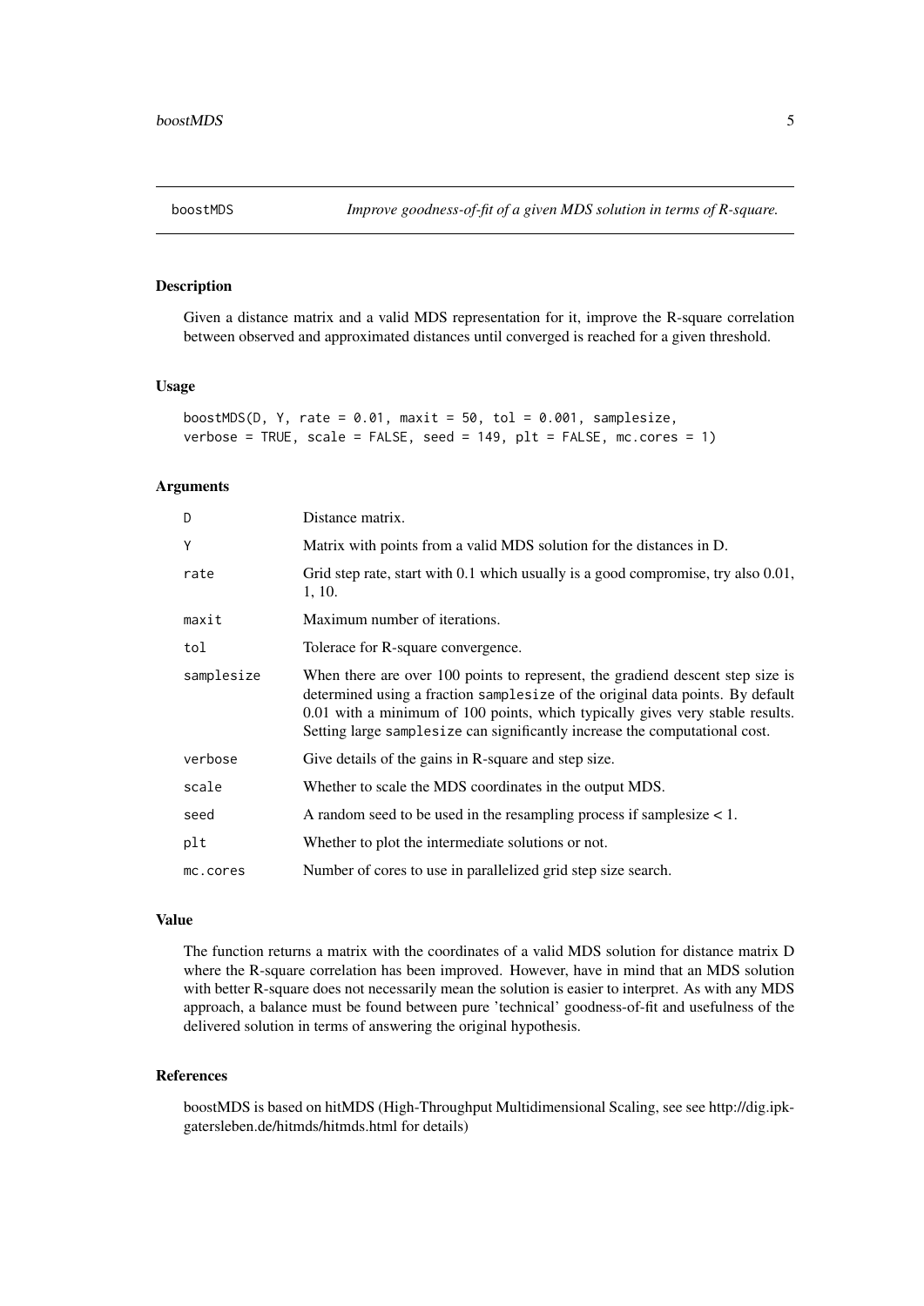## boostMDS — *Improve goodness-of-fit of a given MDS solution in terms of R-square.*

### Description

Given a distance matrix and a valid MDS representation for it, improve the R-square correlation between observed and approximated distances until converged is reached for a given threshold.

### Usage

```
boostMDS(D, Y, rate = 0.01, maxit = 50, tol = 0.001, samplesize,
verbose = TRUE, scale = FALSE, seed = 149, plt = FALSE, mc.cores = 1)
```

### Arguments

| | |
|---|---|
| D | Distance matrix. |
| Y | Matrix with points from a valid MDS solution for the distances in D. |
| rate | Grid step rate, start with 0.1 which usually is a good compromise, try also 0.01, 1, 10. |
| maxit | Maximum number of iterations. |
| tol | Tolerace for R-square convergence. |
| samplesize | When there are over 100 points to represent, the gradiend descent step size is determined using a fraction samplesize of the original data points. By default 0.01 with a minimum of 100 points, which typically gives very stable results. Setting large samplesize can significantly increase the computational cost. |
| verbose | Give details of the gains in R-square and step size. |
| scale | Whether to scale the MDS coordinates in the output MDS. |
| seed | A random seed to be used in the resampling process if samplesize < 1. |
| plt | Whether to plot the intermediate solutions or not. |
| mc.cores | Number of cores to use in parallelized grid step size search. |

### Value

The function returns a matrix with the coordinates of a valid MDS solution for distance matrix D where the R-square correlation has been improved. However, have in mind that an MDS solution with better R-square does not necessarily mean the solution is easier to interpret. As with any MDS approach, a balance must be found between pure 'technical' goodness-of-fit and usefulness of the delivered solution in terms of answering the original hypothesis.

### References

boostMDS is based on hitMDS (High-Throughput Multidimensional Scaling, see see http://dig.ipk-gatersleben.de/hitmds/hitmds.html for details)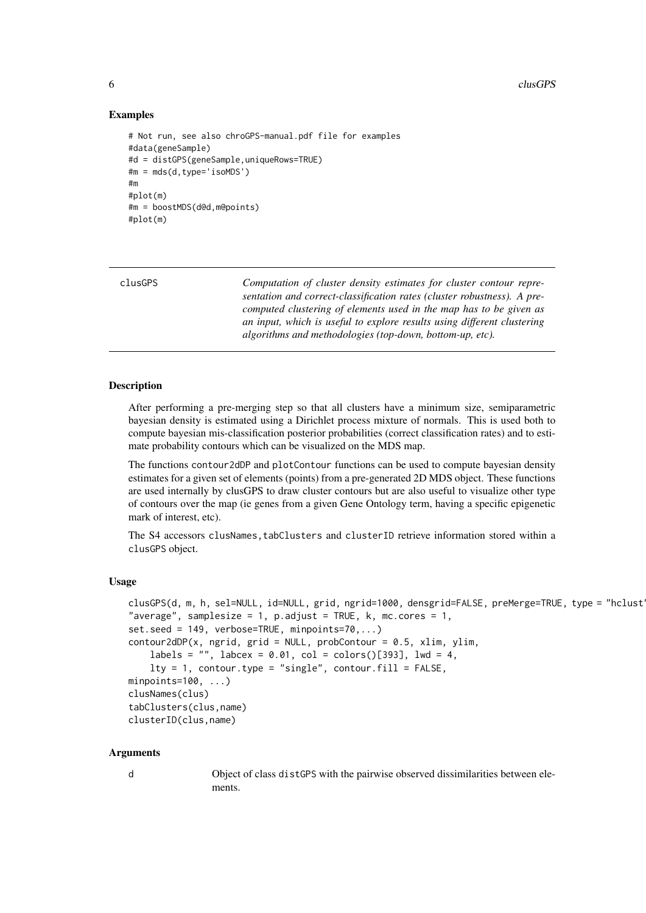### Examples

```
# Not run, see also chroGPS-manual.pdf file for examples
#data(geneSample)
#d = distGPS(geneSample,uniqueRows=TRUE)
#m = mds(d,type='isoMDS')
#m
#plot(m)
#m = boostMDS(d@d,m@points)
#plot(m)
```

---

clusGPS — *Computation of cluster density estimates for cluster contour representation and correct-classification rates (cluster robustness). A pre-computed clustering of elements used in the map has to be given as an input, which is useful to explore results using different clustering algorithms and methodologies (top-down, bottom-up, etc).*

---

### Description

After performing a pre-merging step so that all clusters have a minimum size, semiparametric bayesian density is estimated using a Dirichlet process mixture of normals. This is used both to compute bayesian mis-classification posterior probabilities (correct classification rates) and to estimate probability contours which can be visualized on the MDS map.

The functions contour2dDP and plotContour functions can be used to compute bayesian density estimates for a given set of elements (points) from a pre-generated 2D MDS object. These functions are used internally by clusGPS to draw cluster contours but are also useful to visualize other type of contours over the map (ie genes from a given Gene Ontology term, having a specific epigenetic mark of interest, etc).

The S4 accessors clusNames,tabClusters and clusterID retrieve information stored within a clusGPS object.

### Usage

```
clusGPS(d, m, h, sel=NULL, id=NULL, grid, ngrid=1000, densgrid=FALSE, preMerge=TRUE, type = "hclust'
"average", samplesize = 1, p.adjust = TRUE, k, mc.cores = 1,
set.seed = 149, verbose=TRUE, minpoints=70,...)
contour2dDP(x, ngrid, grid = NULL, probContour = 0.5, xlim, ylim,
    labels = "", labcex = 0.01, col = colors()[393], lwd = 4,
    lty = 1, contour.type = "single", contour.fill = FALSE,
minpoints=100, ...)
clusNames(clus)
tabClusters(clus,name)
clusterID(clus,name)
```

### Arguments

d — Object of class distGPS with the pairwise observed dissimilarities between elements.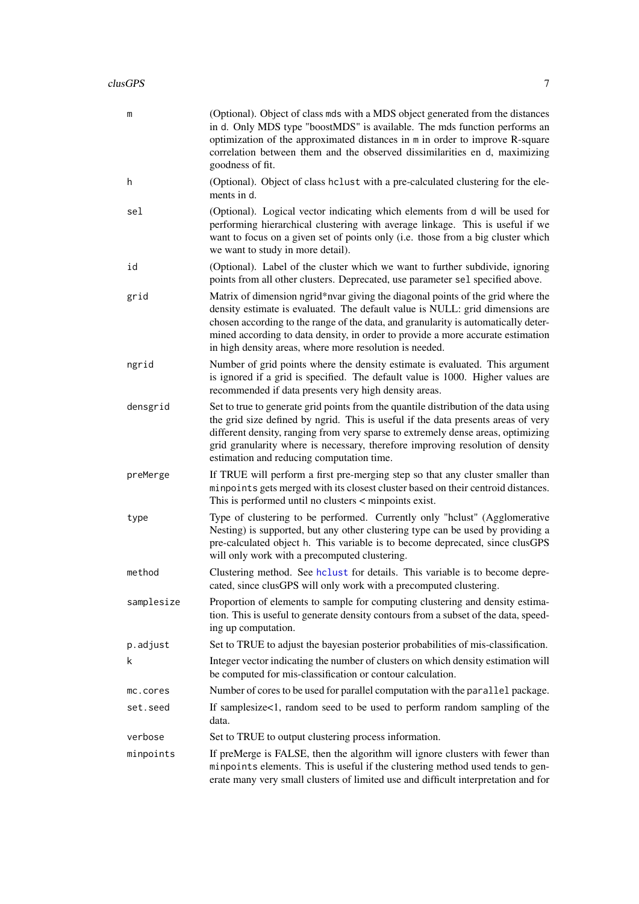| | |
|---|---|
| `m` | (Optional). Object of class `mds` with a MDS object generated from the distances in `d`. Only MDS type "boostMDS" is available. The mds function performs an optimization of the approximated distances in `m` in order to improve R-square correlation between them and the observed dissimilarities en `d`, maximizing goodness of fit. |
| `h` | (Optional). Object of class `hclust` with a pre-calculated clustering for the elements in `d`. |
| `sel` | (Optional). Logical vector indicating which elements from `d` will be used for performing hierarchical clustering with average linkage. This is useful if we want to focus on a given set of points only (i.e. those from a big cluster which we want to study in more detail). |
| `id` | (Optional). Label of the cluster which we want to further subdivide, ignoring points from all other clusters. Deprecated, use parameter `sel` specified above. |
| `grid` | Matrix of dimension ngrid*nvar giving the diagonal points of the grid where the density estimate is evaluated. The default value is NULL: grid dimensions are chosen according to the range of the data, and granularity is automatically determined according to data density, in order to provide a more accurate estimation in high density areas, where more resolution is needed. |
| `ngrid` | Number of grid points where the density estimate is evaluated. This argument is ignored if a grid is specified. The default value is 1000. Higher values are recommended if data presents very high density areas. |
| `densgrid` | Set to true to generate grid points from the quantile distribution of the data using the grid size defined by ngrid. This is useful if the data presents areas of very different density, ranging from very sparse to extremely dense areas, optimizing grid granularity where is necessary, therefore improving resolution of density estimation and reducing computation time. |
| `preMerge` | If TRUE will perform a first pre-merging step so that any cluster smaller than `minpoints` gets merged with its closest cluster based on their centroid distances. This is performed until no clusters < minpoints exist. |
| `type` | Type of clustering to be performed. Currently only "hclust" (Agglomerative Nesting) is supported, but any other clustering type can be used by providing a pre-calculated object `h`. This variable is to become deprecated, since clusGPS will only work with a precomputed clustering. |
| `method` | Clustering method. See `hclust` for details. This variable is to become deprecated, since clusGPS will only work with a precomputed clustering. |
| `samplesize` | Proportion of elements to sample for computing clustering and density estimation. This is useful to generate density contours from a subset of the data, speeding up computation. |
| `p.adjust` | Set to TRUE to adjust the bayesian posterior probabilities of mis-classification. |
| `k` | Integer vector indicating the number of clusters on which density estimation will be computed for mis-classification or contour calculation. |
| `mc.cores` | Number of cores to be used for parallel computation with the `parallel` package. |
| `set.seed` | If samplesize<1, random seed to be used to perform random sampling of the data. |
| `verbose` | Set to TRUE to output clustering process information. |
| `minpoints` | If preMerge is FALSE, then the algorithm will ignore clusters with fewer than `minpoints` elements. This is useful if the clustering method used tends to generate many very small clusters of limited use and difficult interpretation and for |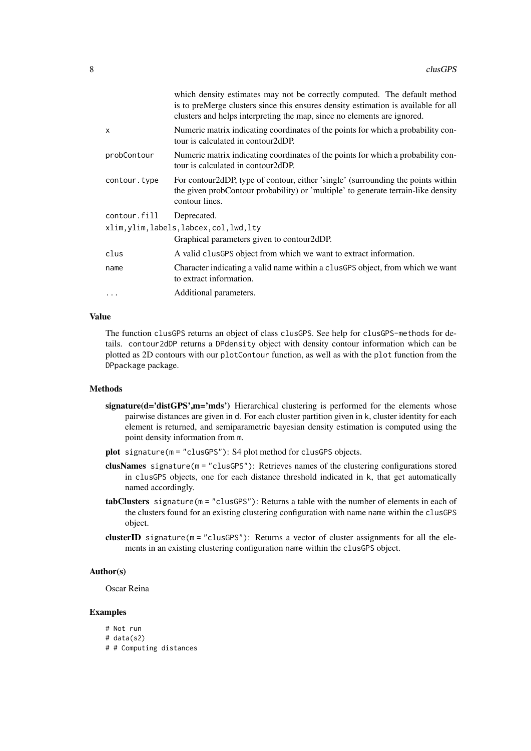| | |
|---|---|
| | which density estimates may not be correctly computed. The default method is to preMerge clusters since this ensures density estimation is available for all clusters and helps interpreting the map, since no elements are ignored. |
| `x` | Numeric matrix indicating coordinates of the points for which a probability contour is calculated in contour2dDP. |
| `probContour` | Numeric matrix indicating coordinates of the points for which a probability contour is calculated in contour2dDP. |
| `contour.type` | For contour2dDP, type of contour, either 'single' (surrounding the points within the given probContour probability) or 'multiple' to generate terrain-like density contour lines. |
| `contour.fill` | Deprecated. |
| `xlim,ylim,labels,labcex,col,lwd,lty` | Graphical parameters given to contour2dDP. |
| `clus` | A valid `clusGPS` object from which we want to extract information. |
| `name` | Character indicating a valid name within a `clusGPS` object, from which we want to extract information. |
| `...` | Additional parameters. |

## Value

The function `clusGPS` returns an object of class `clusGPS`. See help for `clusGPS-methods` for details. `contour2dDP` returns a `DPdensity` object with density contour information which can be plotted as 2D contours with our `plotContour` function, as well as with the `plot` function from the `DPpackage` package.

## Methods

- **signature(d='distGPS',m='mds')** Hierarchical clustering is performed for the elements whose pairwise distances are given in `d`. For each cluster partition given in `k`, cluster identity for each element is returned, and semiparametric bayesian density estimation is computed using the point density information from `m`.
- **plot** `signature(m = "clusGPS")`: S4 plot method for `clusGPS` objects.
- **clusNames** `signature(m = "clusGPS")`: Retrieves names of the clustering configurations stored in `clusGPS` objects, one for each distance threshold indicated in `k`, that get automatically named accordingly.
- **tabClusters** `signature(m = "clusGPS")`: Returns a table with the number of elements in each of the clusters found for an existing clustering configuration with name `name` within the `clusGPS` object.
- **clusterID** `signature(m = "clusGPS")`: Returns a vector of cluster assignments for all the elements in an existing clustering configuration `name` within the `clusGPS` object.

## Author(s)

Oscar Reina

## Examples

```
# Not run
# data(s2)
# # Computing distances
```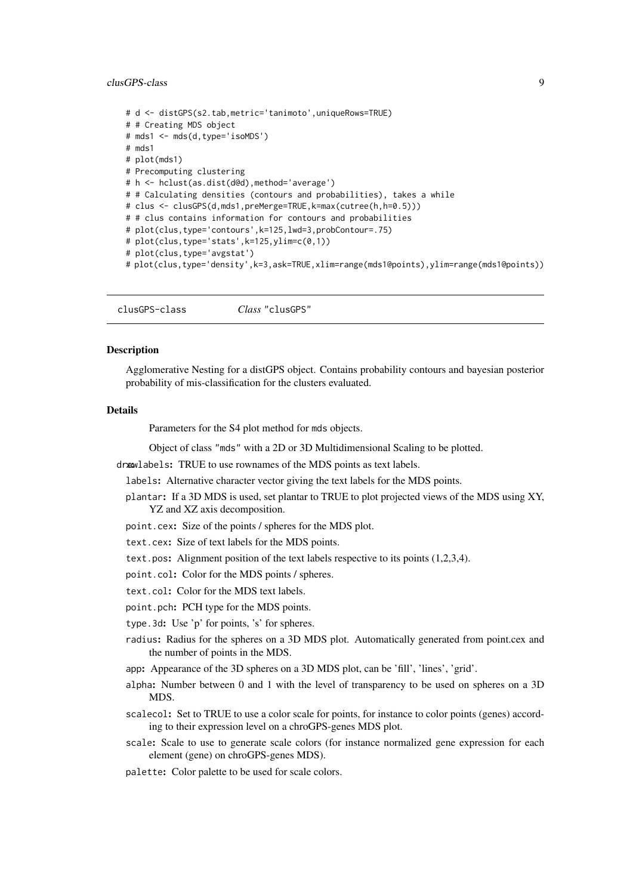```
# d <- distGPS(s2.tab,metric='tanimoto',uniqueRows=TRUE)
# # Creating MDS object
# mds1 <- mds(d,type='isoMDS')
# mds1
# plot(mds1)
# Precomputing clustering
# h <- hclust(as.dist(d@d),method='average')
# # Calculating densities (contours and probabilities), takes a while
# clus <- clusGPS(d,mds1,preMerge=TRUE,k=max(cutree(h,h=0.5)))
# # clus contains information for contours and probabilities
# plot(clus,type='contours',k=125,lwd=3,probContour=.75)
# plot(clus,type='stats',k=125,ylim=c(0,1))
# plot(clus,type='avgstat')
# plot(clus,type='density',k=3,ask=TRUE,xlim=range(mds1@points),ylim=range(mds1@points))
```

---

## clusGPS-class *Class* "clusGPS"

### Description

Agglomerative Nesting for a distGPS object. Contains probability contours and bayesian posterior probability of mis-classification for the clusters evaluated.

### Details

Parameters for the S4 plot method for mds objects.

Object of class "mds" with a 2D or 3D Multidimensional Scaling to be plotted.

- drawlabels: TRUE to use rownames of the MDS points as text labels.
- labels: Alternative character vector giving the text labels for the MDS points.
- plantar: If a 3D MDS is used, set plantar to TRUE to plot projected views of the MDS using XY, YZ and XZ axis decomposition.
- point.cex: Size of the points / spheres for the MDS plot.
- text.cex: Size of text labels for the MDS points.
- text.pos: Alignment position of the text labels respective to its points (1,2,3,4).
- point.col: Color for the MDS points / spheres.
- text.col: Color for the MDS text labels.
- point.pch: PCH type for the MDS points.
- type.3d: Use 'p' for points, 's' for spheres.
- radius: Radius for the spheres on a 3D MDS plot. Automatically generated from point.cex and the number of points in the MDS.
- app: Appearance of the 3D spheres on a 3D MDS plot, can be 'fill', 'lines', 'grid'.
- alpha: Number between 0 and 1 with the level of transparency to be used on spheres on a 3D MDS.
- scalecol: Set to TRUE to use a color scale for points, for instance to color points (genes) according to their expression level on a chroGPS-genes MDS plot.
- scale: Scale to use to generate scale colors (for instance normalized gene expression for each element (gene) on chroGPS-genes MDS).
- palette: Color palette to be used for scale colors.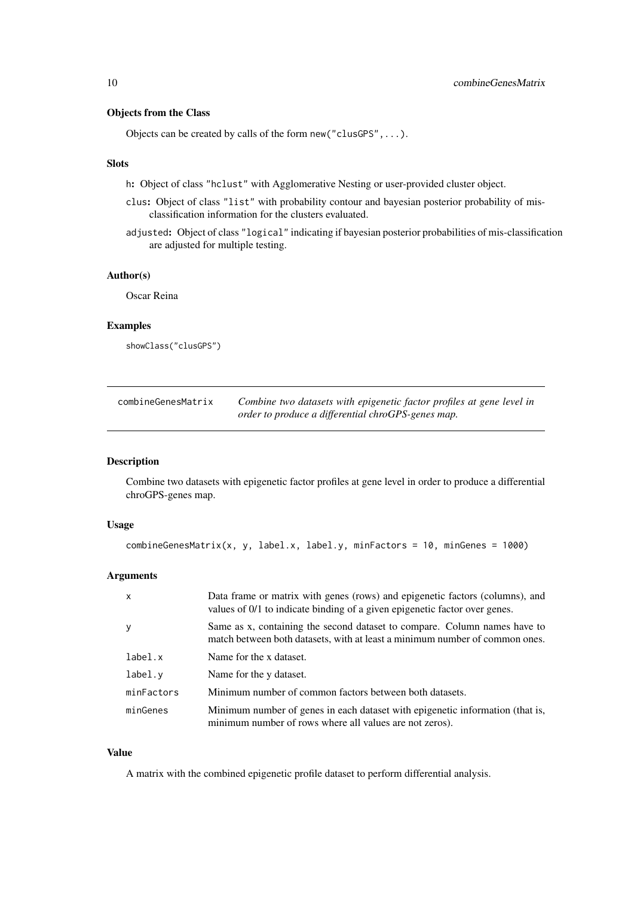### Objects from the Class

Objects can be created by calls of the form `new("clusGPS",...)`.

### Slots

- `h`: Object of class `"hclust"` with Agglomerative Nesting or user-provided cluster object.
- `clus`: Object of class `"list"` with probability contour and bayesian posterior probability of mis-classification information for the clusters evaluated.
- `adjusted`: Object of class `"logical"` indicating if bayesian posterior probabilities of mis-classification are adjusted for multiple testing.

### Author(s)

Oscar Reina

### Examples

```
showClass("clusGPS")
```

---

## combineGenesMatrix — *Combine two datasets with epigenetic factor profiles at gene level in order to produce a differential chroGPS-genes map.*

---

### Description

Combine two datasets with epigenetic factor profiles at gene level in order to produce a differential chroGPS-genes map.

### Usage

```
combineGenesMatrix(x, y, label.x, label.y, minFactors = 10, minGenes = 1000)
```

### Arguments

| | |
|---|---|
| `x` | Data frame or matrix with genes (rows) and epigenetic factors (columns), and values of 0/1 to indicate binding of a given epigenetic factor over genes. |
| `y` | Same as x, containing the second dataset to compare. Column names have to match between both datasets, with at least a minimum number of common ones. |
| `label.x` | Name for the x dataset. |
| `label.y` | Name for the y dataset. |
| `minFactors` | Minimum number of common factors between both datasets. |
| `minGenes` | Minimum number of genes in each dataset with epigenetic information (that is, minimum number of rows where all values are not zeros). |

### Value

A matrix with the combined epigenetic profile dataset to perform differential analysis.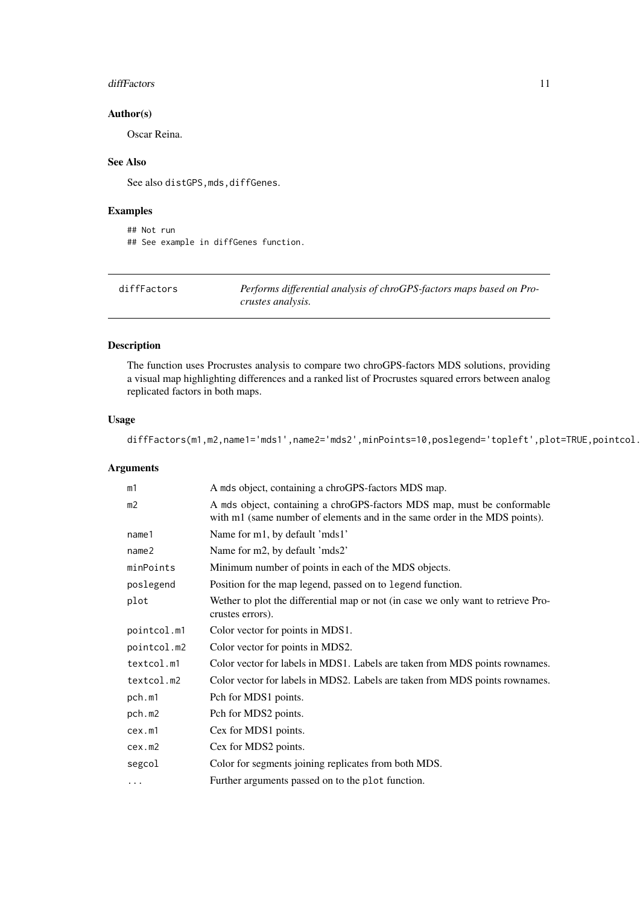## Author(s)

Oscar Reina.

## See Also

See also distGPS,mds,diffGenes.

## Examples

```
## Not run
## See example in diffGenes function.
```

---

# diffFactors

*Performs differential analysis of chroGPS-factors maps based on Procrustes analysis.*

---

## Description

The function uses Procrustes analysis to compare two chroGPS-factors MDS solutions, providing a visual map highlighting differences and a ranked list of Procrustes squared errors between analog replicated factors in both maps.

## Usage

```
diffFactors(m1,m2,name1='mds1',name2='mds2',minPoints=10,poslegend='topleft',plot=TRUE,pointcol.
```

## Arguments

| | |
|---|---|
| m1 | A mds object, containing a chroGPS-factors MDS map. |
| m2 | A mds object, containing a chroGPS-factors MDS map, must be conformable with m1 (same number of elements and in the same order in the MDS points). |
| name1 | Name for m1, by default 'mds1' |
| name2 | Name for m2, by default 'mds2' |
| minPoints | Minimum number of points in each of the MDS objects. |
| poslegend | Position for the map legend, passed on to legend function. |
| plot | Wether to plot the differential map or not (in case we only want to retrieve Procrustes errors). |
| pointcol.m1 | Color vector for points in MDS1. |
| pointcol.m2 | Color vector for points in MDS2. |
| textcol.m1 | Color vector for labels in MDS1. Labels are taken from MDS points rownames. |
| textcol.m2 | Color vector for labels in MDS2. Labels are taken from MDS points rownames. |
| pch.m1 | Pch for MDS1 points. |
| pch.m2 | Pch for MDS2 points. |
| cex.m1 | Cex for MDS1 points. |
| cex.m2 | Cex for MDS2 points. |
| segcol | Color for segments joining replicates from both MDS. |
| ... | Further arguments passed on to the plot function. |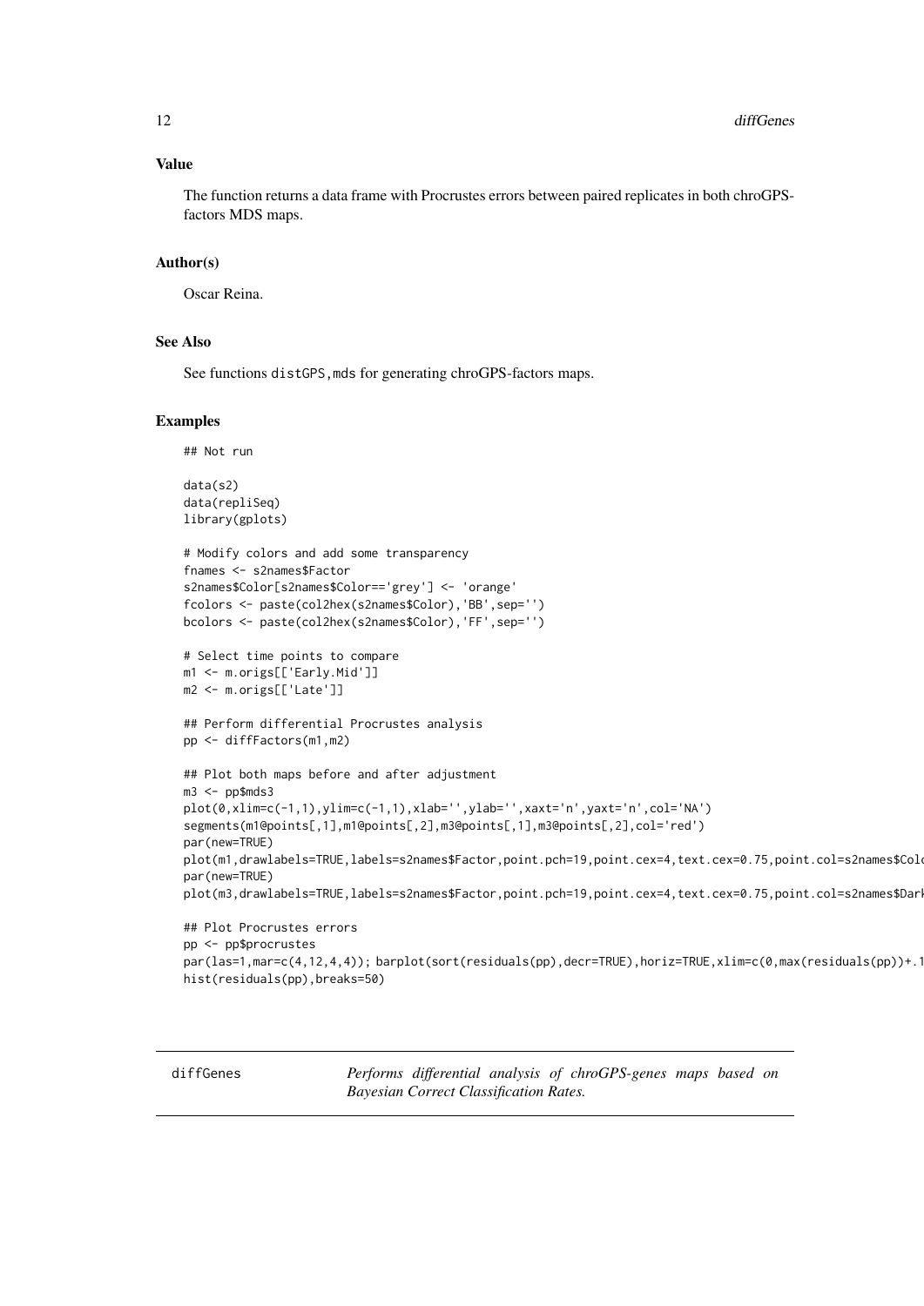## Value

The function returns a data frame with Procrustes errors between paired replicates in both chroGPS-factors MDS maps.

## Author(s)

Oscar Reina.

## See Also

See functions `distGPS,mds` for generating chroGPS-factors maps.

## Examples

```
## Not run

data(s2)
data(repliSeq)
library(gplots)

# Modify colors and add some transparency
fnames <- s2names$Factor
s2names$Color[s2names$Color=='grey'] <- 'orange'
fcolors <- paste(col2hex(s2names$Color),'BB',sep='')
bcolors <- paste(col2hex(s2names$Color),'FF',sep='')

# Select time points to compare
m1 <- m.origs[['Early.Mid']]
m2 <- m.origs[['Late']]

## Perform differential Procrustes analysis
pp <- diffFactors(m1,m2)

## Plot both maps before and after adjustment
m3 <- pp$mds3
plot(0,xlim=c(-1,1),ylim=c(-1,1),xlab='',ylab='',xaxt='n',yaxt='n',col='NA')
segments(m1@points[,1],m1@points[,2],m3@points[,1],m3@points[,2],col='red')
par(new=TRUE)
plot(m1,drawlabels=TRUE,labels=s2names$Factor,point.pch=19,point.cex=4,text.cex=0.75,point.col=s2names$Colo
par(new=TRUE)
plot(m3,drawlabels=TRUE,labels=s2names$Factor,point.pch=19,point.cex=4,text.cex=0.75,point.col=s2names$Dark

## Plot Procrustes errors
pp <- pp$procrustes
par(las=1,mar=c(4,12,4,4)); barplot(sort(residuals(pp),decr=TRUE),horiz=TRUE,xlim=c(0,max(residuals(pp))+.1
hist(residuals(pp),breaks=50)
```

---

**diffGenes** — *Performs differential analysis of chroGPS-genes maps based on Bayesian Correct Classification Rates.*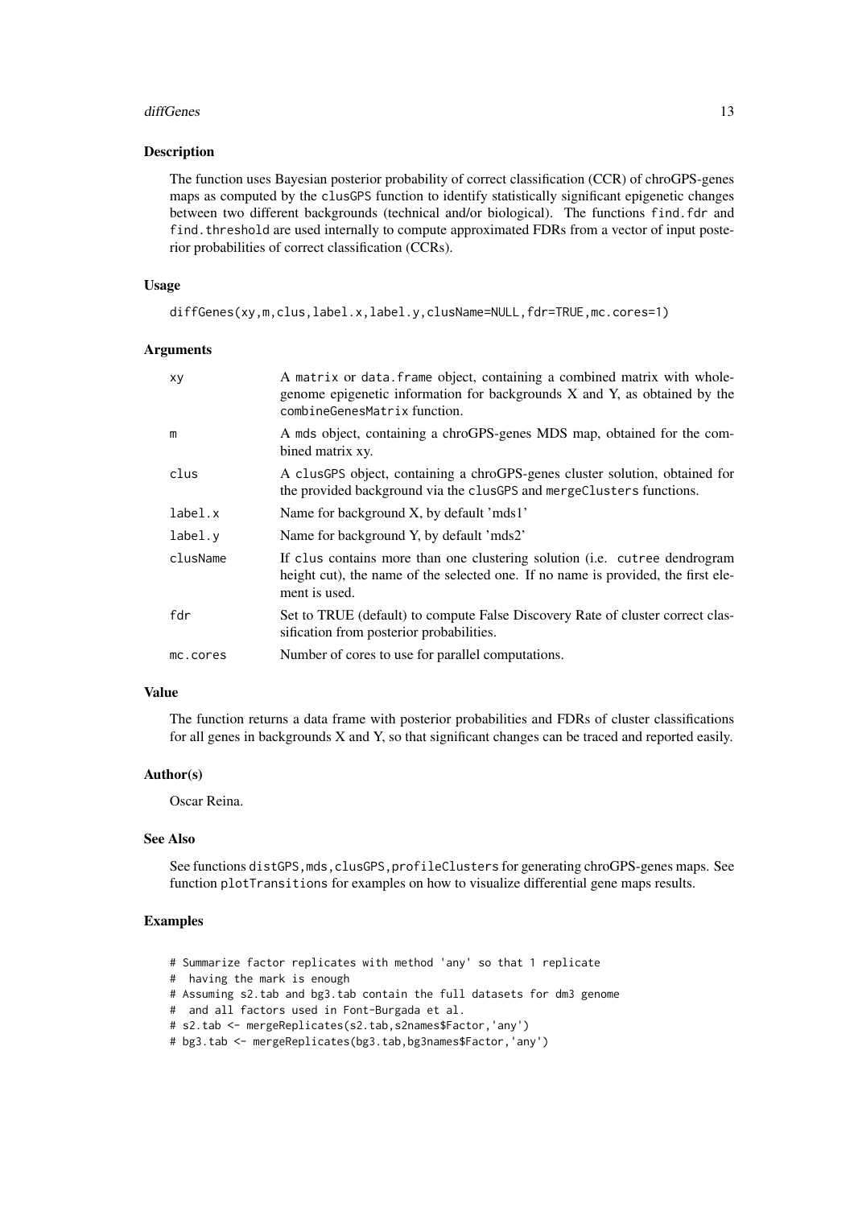## Description

The function uses Bayesian posterior probability of correct classification (CCR) of chroGPS-genes maps as computed by the clusGPS function to identify statistically significant epigenetic changes between two different backgrounds (technical and/or biological). The functions find.fdr and find.threshold are used internally to compute approximated FDRs from a vector of input posterior probabilities of correct classification (CCRs).

## Usage

```
diffGenes(xy,m,clus,label.x,label.y,clusName=NULL,fdr=TRUE,mc.cores=1)
```

## Arguments

| | |
|---|---|
| xy | A matrix or data.frame object, containing a combined matrix with whole-genome epigenetic information for backgrounds X and Y, as obtained by the combineGenesMatrix function. |
| m | A mds object, containing a chroGPS-genes MDS map, obtained for the combined matrix xy. |
| clus | A clusGPS object, containing a chroGPS-genes cluster solution, obtained for the provided background via the clusGPS and mergeClusters functions. |
| label.x | Name for background X, by default 'mds1' |
| label.y | Name for background Y, by default 'mds2' |
| clusName | If clus contains more than one clustering solution (i.e. cutree dendrogram height cut), the name of the selected one. If no name is provided, the first element is used. |
| fdr | Set to TRUE (default) to compute False Discovery Rate of cluster correct classification from posterior probabilities. |
| mc.cores | Number of cores to use for parallel computations. |

## Value

The function returns a data frame with posterior probabilities and FDRs of cluster classifications for all genes in backgrounds X and Y, so that significant changes can be traced and reported easily.

## Author(s)

Oscar Reina.

## See Also

See functions distGPS,mds,clusGPS,profileClusters for generating chroGPS-genes maps. See function plotTransitions for examples on how to visualize differential gene maps results.

## Examples

```
# Summarize factor replicates with method 'any' so that 1 replicate
#  having the mark is enough
# Assuming s2.tab and bg3.tab contain the full datasets for dm3 genome
#  and all factors used in Font-Burgada et al.
# s2.tab <- mergeReplicates(s2.tab,s2names$Factor,'any')
# bg3.tab <- mergeReplicates(bg3.tab,bg3names$Factor,'any')
```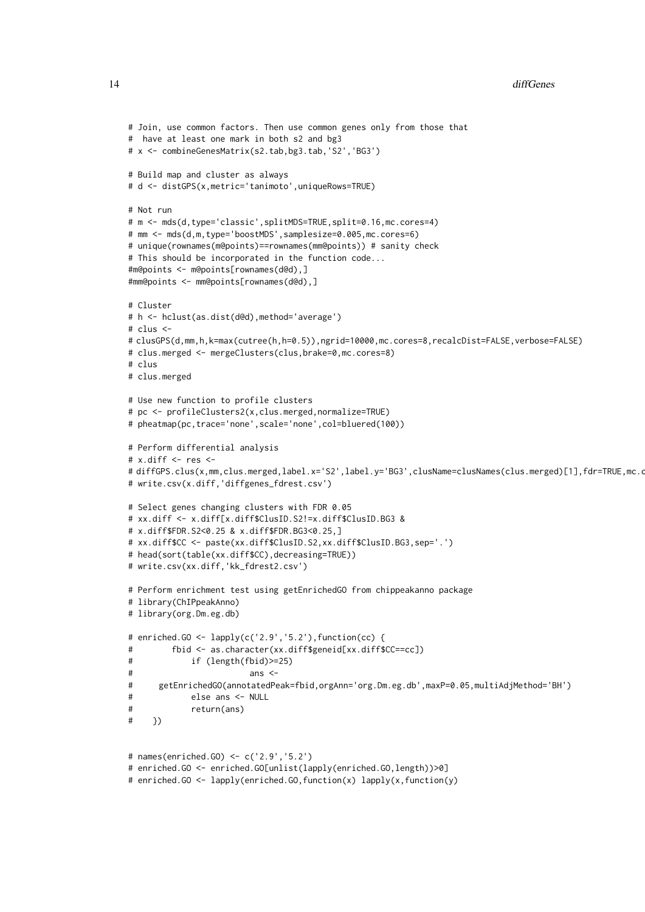```
# Join, use common factors. Then use common genes only from those that
#  have at least one mark in both s2 and bg3
# x <- combineGenesMatrix(s2.tab,bg3.tab,'S2','BG3')

# Build map and cluster as always
# d <- distGPS(x,metric='tanimoto',uniqueRows=TRUE)

# Not run
# m <- mds(d,type='classic',splitMDS=TRUE,split=0.16,mc.cores=4)
# mm <- mds(d,m,type='boostMDS',samplesize=0.005,mc.cores=6)
# unique(rownames(m@points)==rownames(mm@points)) # sanity check
# This should be incorporated in the function code...
#m@points <- m@points[rownames(d@d),]
#mm@points <- mm@points[rownames(d@d),]

# Cluster
# h <- hclust(as.dist(d@d),method='average')
# clus <-
# clusGPS(d,mm,h,k=max(cutree(h,h=0.5)),ngrid=10000,mc.cores=8,recalcDist=FALSE,verbose=FALSE)
# clus.merged <- mergeClusters(clus,brake=0,mc.cores=8)
# clus
# clus.merged

# Use new function to profile clusters
# pc <- profileClusters2(x,clus.merged,normalize=TRUE)
# pheatmap(pc,trace='none',scale='none',col=bluered(100))

# Perform differential analysis
# x.diff <- res <-
# diffGPS.clus(x,mm,clus.merged,label.x='S2',label.y='BG3',clusName=clusNames(clus.merged)[1],fdr=TRUE,mc.c
# write.csv(x.diff,'diffgenes_fdrest.csv')

# Select genes changing clusters with FDR 0.05
# xx.diff <- x.diff[x.diff$ClusID.S2!=x.diff$ClusID.BG3 &
# x.diff$FDR.S2<0.25 & x.diff$FDR.BG3<0.25,]
# xx.diff$CC <- paste(xx.diff$ClusID.S2,xx.diff$ClusID.BG3,sep='.')
# head(sort(table(xx.diff$CC),decreasing=TRUE))
# write.csv(xx.diff,'kk_fdrest2.csv')

# Perform enrichment test using getEnrichedGO from chippeakanno package
# library(ChIPpeakAnno)
# library(org.Dm.eg.db)

# enriched.GO <- lapply(c('2.9','5.2'),function(cc) {
#        fbid <- as.character(xx.diff$geneid[xx.diff$CC==cc])
#            if (length(fbid)>=25)
#                        ans <-
#      getEnrichedGO(annotatedPeak=fbid,orgAnn='org.Dm.eg.db',maxP=0.05,multiAdjMethod='BH')
#            else ans <- NULL
#            return(ans)
#    })


# names(enriched.GO) <- c('2.9','5.2')
# enriched.GO <- enriched.GO[unlist(lapply(enriched.GO,length))>0]
# enriched.GO <- lapply(enriched.GO,function(x) lapply(x,function(y)
```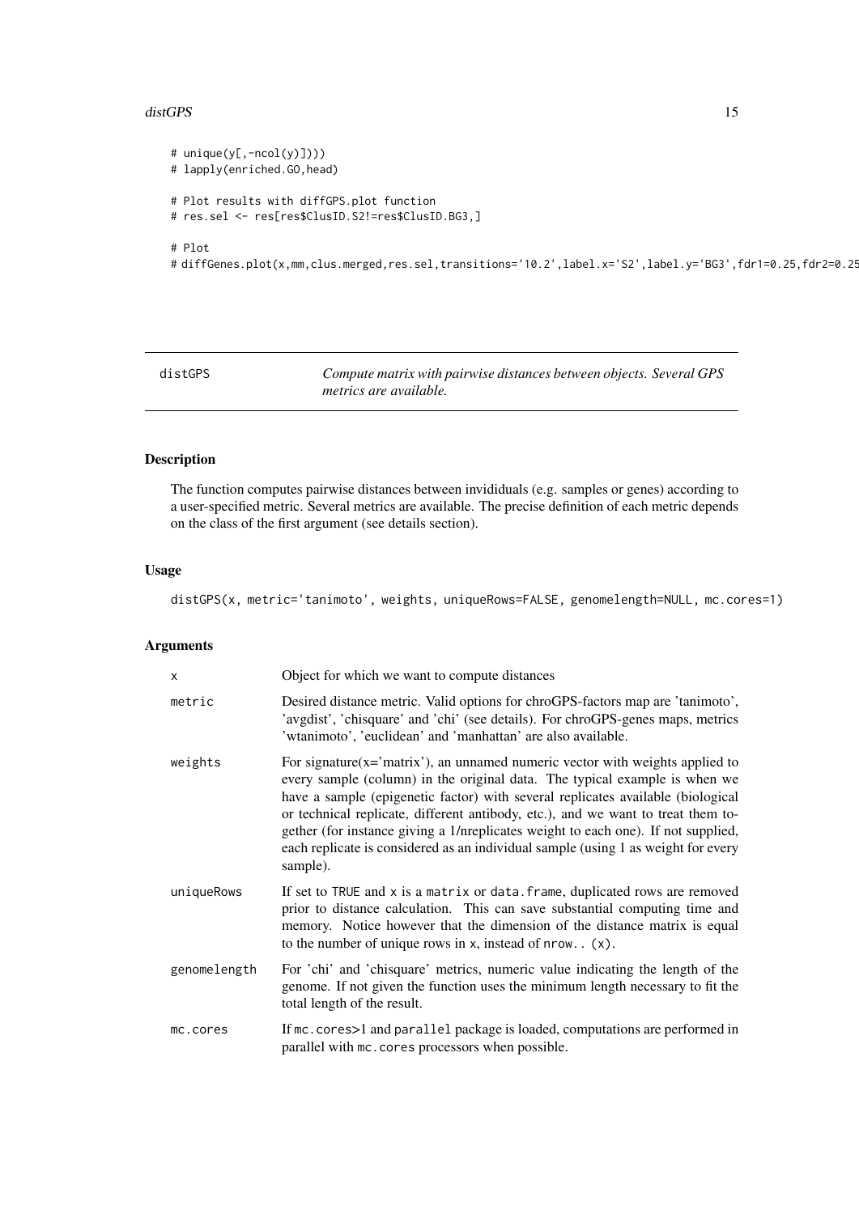```
# unique(y[,-ncol(y)])))
# lapply(enriched.GO,head)

# Plot results with diffGPS.plot function
# res.sel <- res[res$ClusID.S2!=res$ClusID.BG3,]

# Plot
# diffGenes.plot(x,mm,clus.merged,res.sel,transitions='10.2',label.x='S2',label.y='BG3',fdr1=0.25,fdr2=0.25
```

---

distGPS — *Compute matrix with pairwise distances between objects. Several GPS metrics are available.*

---

## Description

The function computes pairwise distances between invididuals (e.g. samples or genes) according to a user-specified metric. Several metrics are available. The precise definition of each metric depends on the class of the first argument (see details section).

## Usage

```
distGPS(x, metric='tanimoto', weights, uniqueRows=FALSE, genomelength=NULL, mc.cores=1)
```

## Arguments

| | |
|---|---|
| `x` | Object for which we want to compute distances |
| `metric` | Desired distance metric. Valid options for chroGPS-factors map are 'tanimoto', 'avgdist', 'chisquare' and 'chi' (see details). For chroGPS-genes maps, metrics 'wtanimoto', 'euclidean' and 'manhattan' are also available. |
| `weights` | For signature(x='matrix'), an unnamed numeric vector with weights applied to every sample (column) in the original data. The typical example is when we have a sample (epigenetic factor) with several replicates available (biological or technical replicate, different antibody, etc.), and we want to treat them together (for instance giving a 1/nreplicates weight to each one). If not supplied, each replicate is considered as an individual sample (using 1 as weight for every sample). |
| `uniqueRows` | If set to `TRUE` and `x` is a `matrix` or `data.frame`, duplicated rows are removed prior to distance calculation. This can save substantial computing time and memory. Notice however that the dimension of the distance matrix is equal to the number of unique rows in `x`, instead of `nrow.. (x)`. |
| `genomelength` | For 'chi' and 'chisquare' metrics, numeric value indicating the length of the genome. If not given the function uses the minimum length necessary to fit the total length of the result. |
| `mc.cores` | If `mc.cores`>1 and `parallel` package is loaded, computations are performed in parallel with `mc.cores` processors when possible. |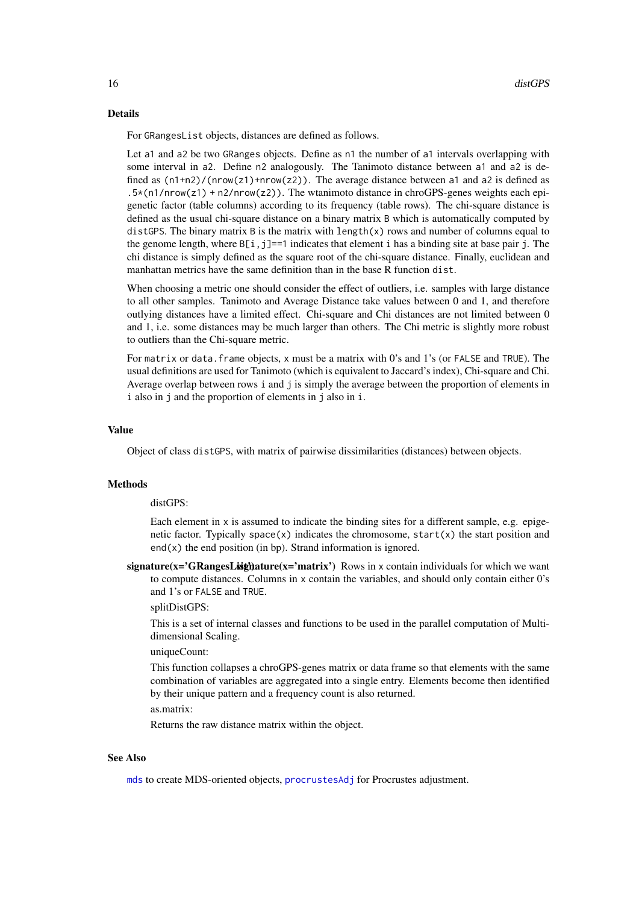### Details

For `GRangesList` objects, distances are defined as follows.

Let `a1` and `a2` be two `GRanges` objects. Define as `n1` the number of `a1` intervals overlapping with some interval in `a2`. Define `n2` analogously. The Tanimoto distance between `a1` and `a2` is defined as `(n1+n2)/(nrow(z1)+nrow(z2))`. The average distance between `a1` and `a2` is defined as `.5*(n1/nrow(z1) + n2/nrow(z2))`. The wtanimoto distance in chroGPS-genes weights each epigenetic factor (table columns) according to its frequency (table rows). The chi-square distance is defined as the usual chi-square distance on a binary matrix `B` which is automatically computed by `distGPS`. The binary matrix `B` is the matrix with `length(x)` rows and number of columns equal to the genome length, where `B[i,j]==1` indicates that element `i` has a binding site at base pair `j`. The chi distance is simply defined as the square root of the chi-square distance. Finally, euclidean and manhattan metrics have the same definition than in the base R function `dist`.

When choosing a metric one should consider the effect of outliers, i.e. samples with large distance to all other samples. Tanimoto and Average Distance take values between 0 and 1, and therefore outlying distances have a limited effect. Chi-square and Chi distances are not limited between 0 and 1, i.e. some distances may be much larger than others. The Chi metric is slightly more robust to outliers than the Chi-square metric.

For `matrix` or `data.frame` objects, `x` must be a matrix with 0's and 1's (or `FALSE` and `TRUE`). The usual definitions are used for Tanimoto (which is equivalent to Jaccard's index), Chi-square and Chi. Average overlap between rows `i` and `j` is simply the average between the proportion of elements in `i` also in `j` and the proportion of elements in `j` also in `i`.

### Value

Object of class `distGPS`, with matrix of pairwise dissimilarities (distances) between objects.

### Methods

distGPS:

Each element in `x` is assumed to indicate the binding sites for a different sample, e.g. epigenetic factor. Typically `space(x)` indicates the chromosome, `start(x)` the start position and `end(x)` the end position (in bp). Strand information is ignored.

**signature(x='GRangesList')** **signature(x='matrix')** Rows in `x` contain individuals for which we want to compute distances. Columns in `x` contain the variables, and should only contain either 0's and 1's or `FALSE` and `TRUE`.

splitDistGPS:

This is a set of internal classes and functions to be used in the parallel computation of Multidimensional Scaling.

uniqueCount:

This function collapses a chroGPS-genes matrix or data frame so that elements with the same combination of variables are aggregated into a single entry. Elements become then identified by their unique pattern and a frequency count is also returned.

as.matrix:

Returns the raw distance matrix within the object.

### See Also

`mds` to create MDS-oriented objects, `procrustesAdj` for Procrustes adjustment.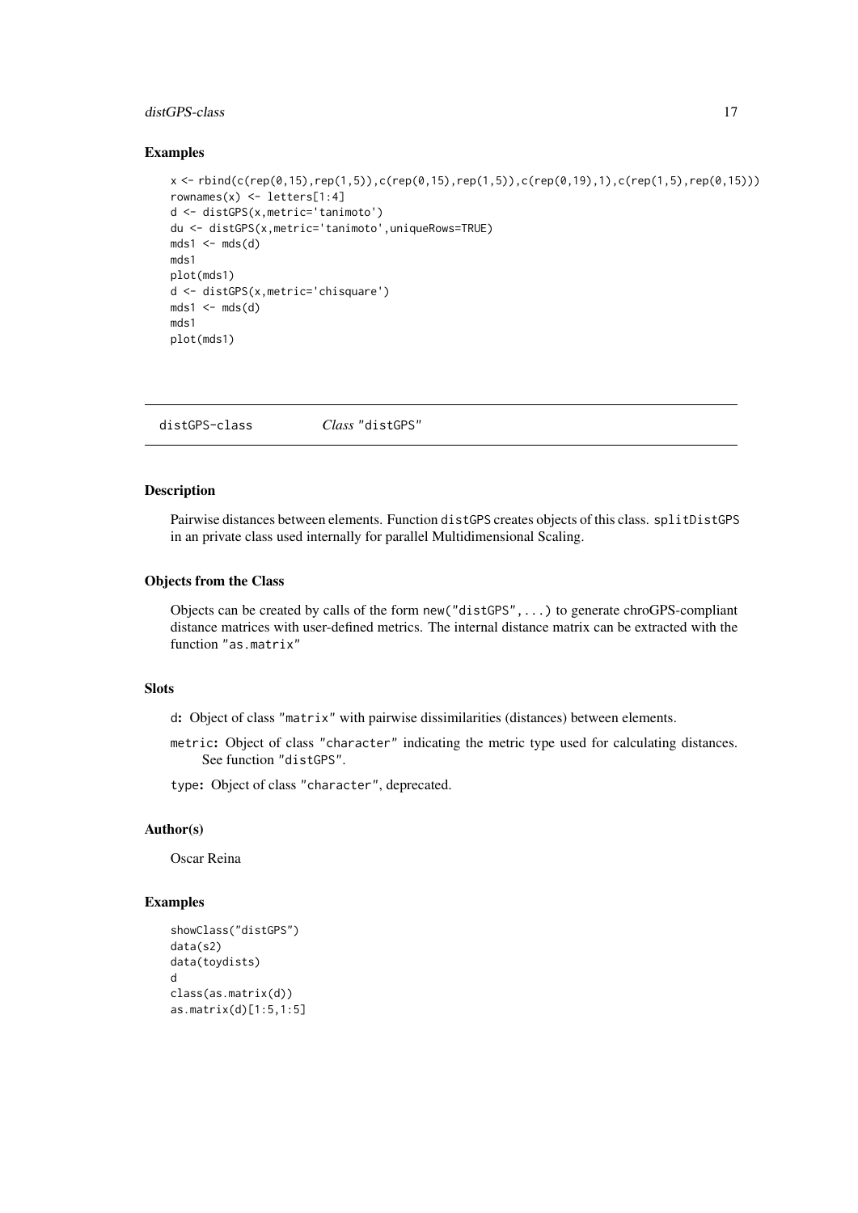### Examples

```
x <- rbind(c(rep(0,15),rep(1,5)),c(rep(0,15),rep(1,5)),c(rep(0,19),1),c(rep(1,5),rep(0,15)))
rownames(x) <- letters[1:4]
d <- distGPS(x,metric='tanimoto')
du <- distGPS(x,metric='tanimoto',uniqueRows=TRUE)
mds1 <- mds(d)
mds1
plot(mds1)
d <- distGPS(x,metric='chisquare')
mds1 <- mds(d)
mds1
plot(mds1)
```

---

## distGPS-class        *Class* "distGPS"

### Description

Pairwise distances between elements. Function distGPS creates objects of this class. splitDistGPS in an private class used internally for parallel Multidimensional Scaling.

### Objects from the Class

Objects can be created by calls of the form new("distGPS",...) to generate chroGPS-compliant distance matrices with user-defined metrics. The internal distance matrix can be extracted with the function "as.matrix"

### Slots

- **d:** Object of class "matrix" with pairwise dissimilarities (distances) between elements.
- **metric:** Object of class "character" indicating the metric type used for calculating distances. See function "distGPS".
- **type:** Object of class "character", deprecated.

### Author(s)

Oscar Reina

### Examples

```
showClass("distGPS")
data(s2)
data(toydists)
d
class(as.matrix(d))
as.matrix(d)[1:5,1:5]
```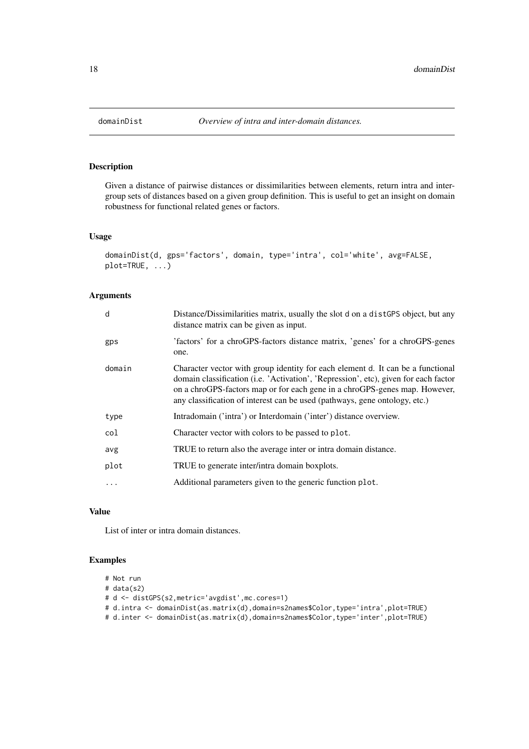# domainDist — *Overview of intra and inter-domain distances.*

## Description

Given a distance of pairwise distances or dissimilarities between elements, return intra and inter-group sets of distances based on a given group definition. This is useful to get an insight on domain robustness for functional related genes or factors.

## Usage

```
domainDist(d, gps='factors', domain, type='intra', col='white', avg=FALSE,
plot=TRUE, ...)
```

## Arguments

| | |
|---|---|
| d | Distance/Dissimilarities matrix, usually the slot d on a distGPS object, but any distance matrix can be given as input. |
| gps | 'factors' for a chroGPS-factors distance matrix, 'genes' for a chroGPS-genes one. |
| domain | Character vector with group identity for each element d. It can be a functional domain classification (i.e. 'Activation', 'Repression', etc), given for each factor on a chroGPS-factors map or for each gene in a chroGPS-genes map. However, any classification of interest can be used (pathways, gene ontology, etc.) |
| type | Intradomain ('intra') or Interdomain ('inter') distance overview. |
| col | Character vector with colors to be passed to plot. |
| avg | TRUE to return also the average inter or intra domain distance. |
| plot | TRUE to generate inter/intra domain boxplots. |
| ... | Additional parameters given to the generic function plot. |

## Value

List of inter or intra domain distances.

## Examples

```
# Not run
# data(s2)
# d <- distGPS(s2,metric='avgdist',mc.cores=1)
# d.intra <- domainDist(as.matrix(d),domain=s2names$Color,type='intra',plot=TRUE)
# d.inter <- domainDist(as.matrix(d),domain=s2names$Color,type='inter',plot=TRUE)
```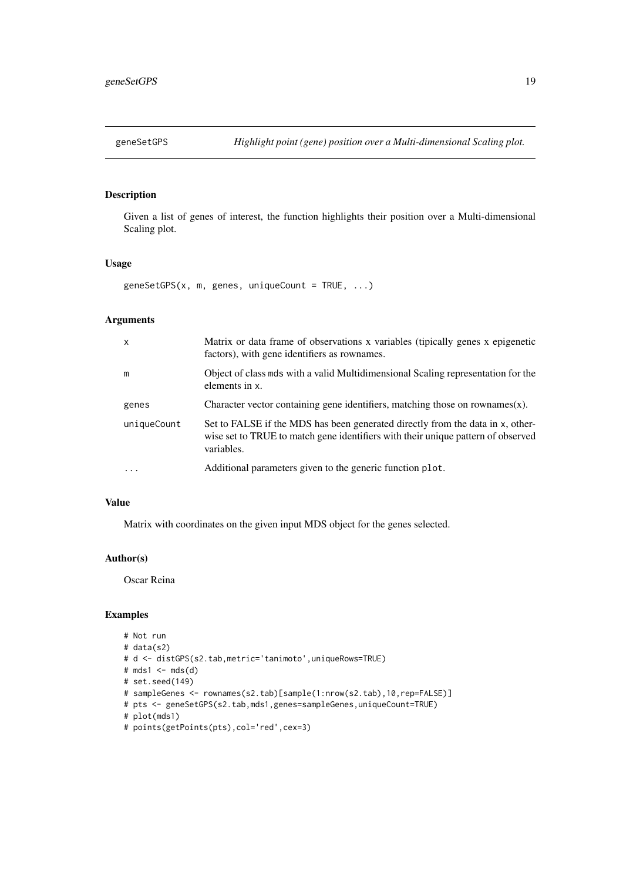geneSetGPS *Highlight point (gene) position over a Multi-dimensional Scaling plot.*

## Description

Given a list of genes of interest, the function highlights their position over a Multi-dimensional Scaling plot.

## Usage

```
geneSetGPS(x, m, genes, uniqueCount = TRUE, ...)
```

## Arguments

| | |
|---|---|
| x | Matrix or data frame of observations x variables (tipically genes x epigenetic factors), with gene identifiers as rownames. |
| m | Object of class mds with a valid Multidimensional Scaling representation for the elements in x. |
| genes | Character vector containing gene identifiers, matching those on rownames(x). |
| uniqueCount | Set to FALSE if the MDS has been generated directly from the data in x, otherwise set to TRUE to match gene identifiers with their unique pattern of observed variables. |
| ... | Additional parameters given to the generic function plot. |

## Value

Matrix with coordinates on the given input MDS object for the genes selected.

## Author(s)

Oscar Reina

## Examples

```
# Not run
# data(s2)
# d <- distGPS(s2.tab,metric='tanimoto',uniqueRows=TRUE)
# mds1 <- mds(d)
# set.seed(149)
# sampleGenes <- rownames(s2.tab)[sample(1:nrow(s2.tab),10,rep=FALSE)]
# pts <- geneSetGPS(s2.tab,mds1,genes=sampleGenes,uniqueCount=TRUE)
# plot(mds1)
# points(getPoints(pts),col='red',cex=3)
```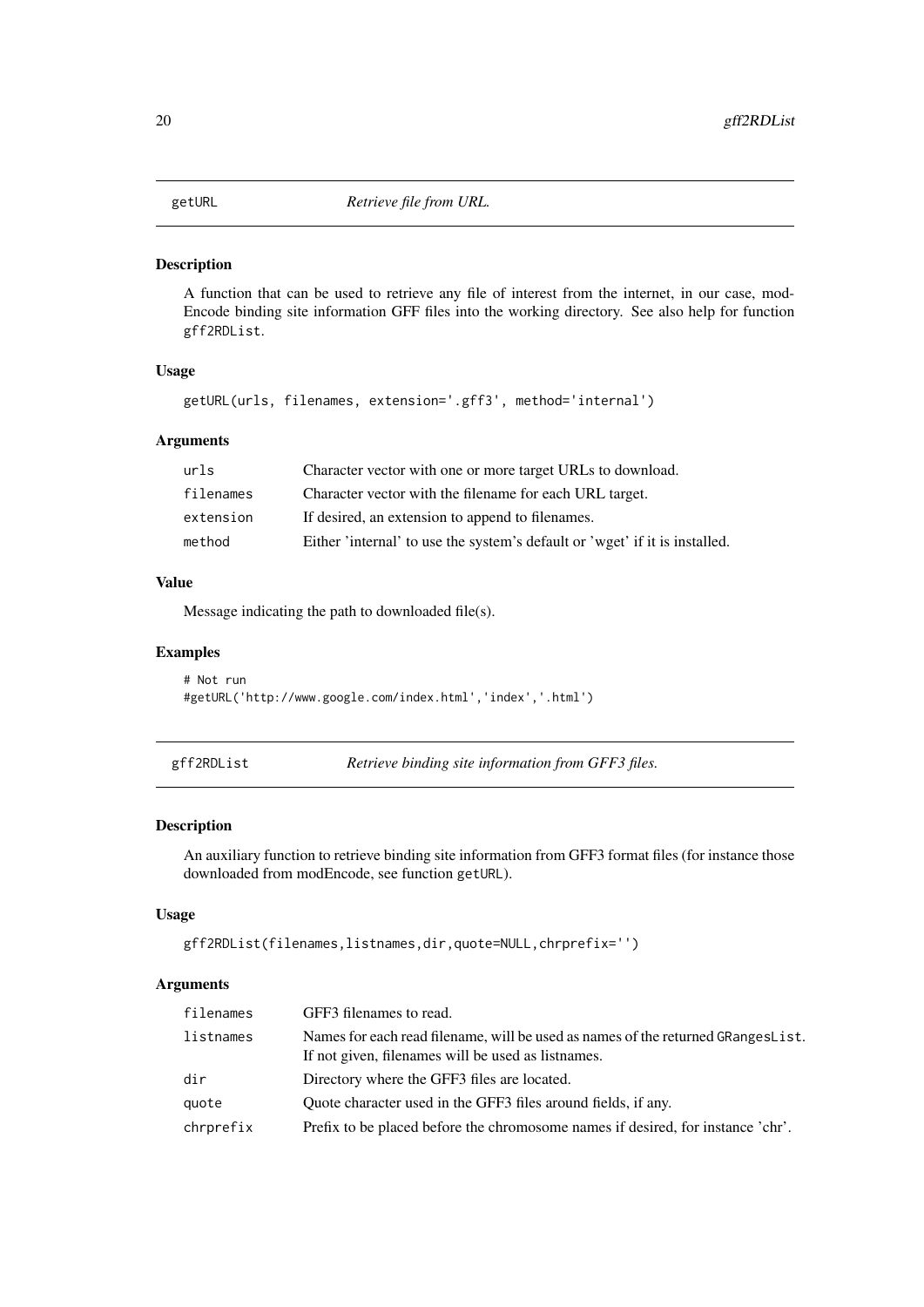## getURL *Retrieve file from URL.*

### Description

A function that can be used to retrieve any file of interest from the internet, in our case, mod-Encode binding site information GFF files into the working directory. See also help for function `gff2RDList`.

### Usage

```
getURL(urls, filenames, extension='.gff3', method='internal')
```

### Arguments

| | |
|---|---|
| `urls` | Character vector with one or more target URLs to download. |
| `filenames` | Character vector with the filename for each URL target. |
| `extension` | If desired, an extension to append to filenames. |
| `method` | Either 'internal' to use the system's default or 'wget' if it is installed. |

### Value

Message indicating the path to downloaded file(s).

### Examples

```
# Not run
#getURL('http://www.google.com/index.html','index','.html')
```

## gff2RDList *Retrieve binding site information from GFF3 files.*

### Description

An auxiliary function to retrieve binding site information from GFF3 format files (for instance those downloaded from modEncode, see function `getURL`).

### Usage

```
gff2RDList(filenames,listnames,dir,quote=NULL,chrprefix='')
```

### Arguments

| | |
|---|---|
| `filenames` | GFF3 filenames to read. |
| `listnames` | Names for each read filename, will be used as names of the returned `GRangesList`. If not given, filenames will be used as listnames. |
| `dir` | Directory where the GFF3 files are located. |
| `quote` | Quote character used in the GFF3 files around fields, if any. |
| `chrprefix` | Prefix to be placed before the chromosome names if desired, for instance 'chr'. |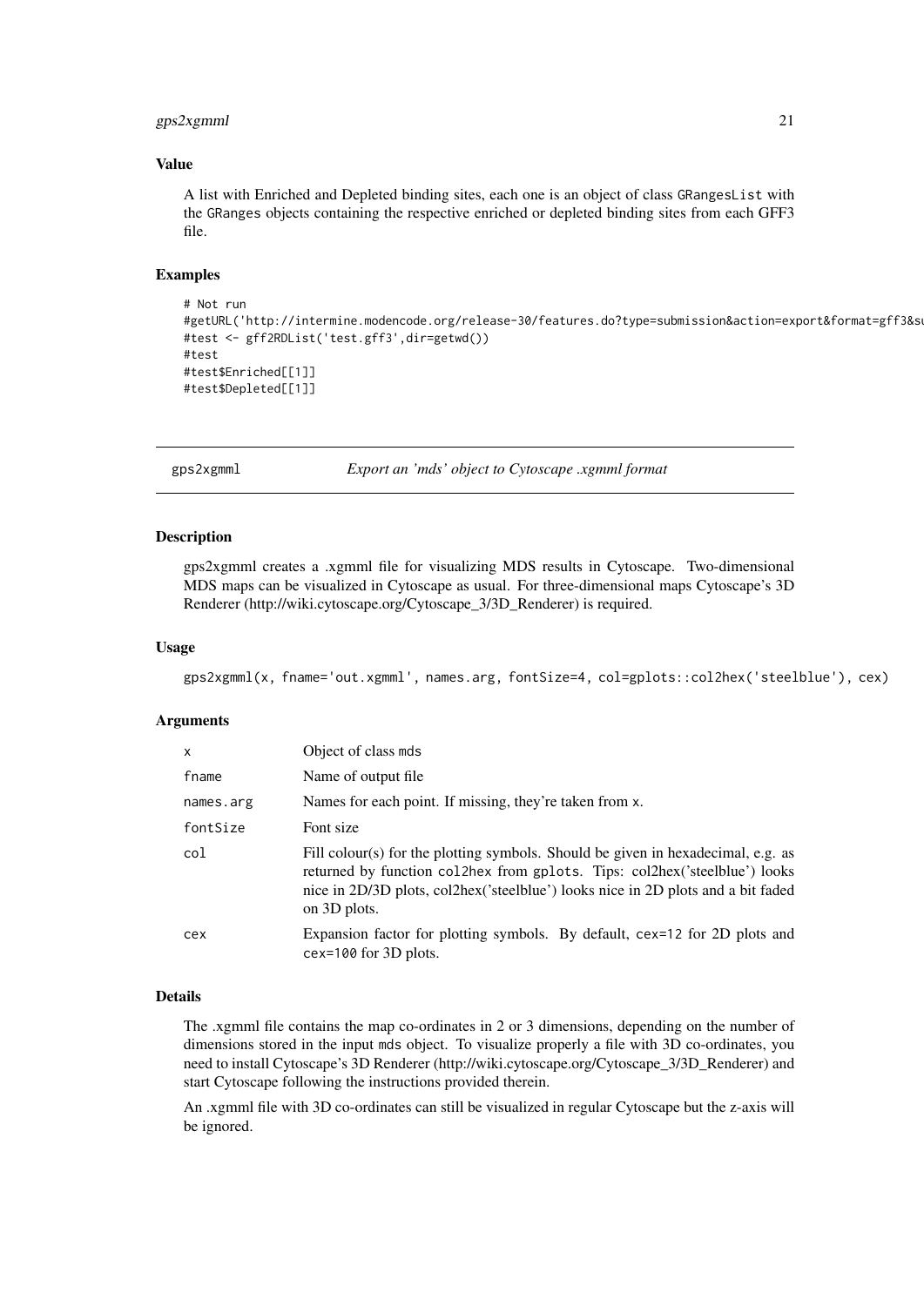## Value

A list with Enriched and Depleted binding sites, each one is an object of class GRangesList with the GRanges objects containing the respective enriched or depleted binding sites from each GFF3 file.

## Examples

```
# Not run
#getURL('http://intermine.modencode.org/release-30/features.do?type=submission&action=export&format=gff3&su
#test <- gff2RDList('test.gff3',dir=getwd())
#test
#test$Enriched[[1]]
#test$Depleted[[1]]
```

---

# gps2xgmml — *Export an 'mds' object to Cytoscape .xgmml format*

---

## Description

gps2xgmml creates a .xgmml file for visualizing MDS results in Cytoscape. Two-dimensional MDS maps can be visualized in Cytoscape as usual. For three-dimensional maps Cytoscape's 3D Renderer (http://wiki.cytoscape.org/Cytoscape_3/3D_Renderer) is required.

## Usage

```
gps2xgmml(x, fname='out.xgmml', names.arg, fontSize=4, col=gplots::col2hex('steelblue'), cex)
```

## Arguments

| | |
|---|---|
| x | Object of class mds |
| fname | Name of output file |
| names.arg | Names for each point. If missing, they're taken from x. |
| fontSize | Font size |
| col | Fill colour(s) for the plotting symbols. Should be given in hexadecimal, e.g. as returned by function col2hex from gplots. Tips: col2hex('steelblue') looks nice in 2D/3D plots, col2hex('steelblue') looks nice in 2D plots and a bit faded on 3D plots. |
| cex | Expansion factor for plotting symbols. By default, cex=12 for 2D plots and cex=100 for 3D plots. |

## Details

The .xgmml file contains the map co-ordinates in 2 or 3 dimensions, depending on the number of dimensions stored in the input mds object. To visualize properly a file with 3D co-ordinates, you need to install Cytoscape's 3D Renderer (http://wiki.cytoscape.org/Cytoscape_3/3D_Renderer) and start Cytoscape following the instructions provided therein.

An .xgmml file with 3D co-ordinates can still be visualized in regular Cytoscape but the z-axis will be ignored.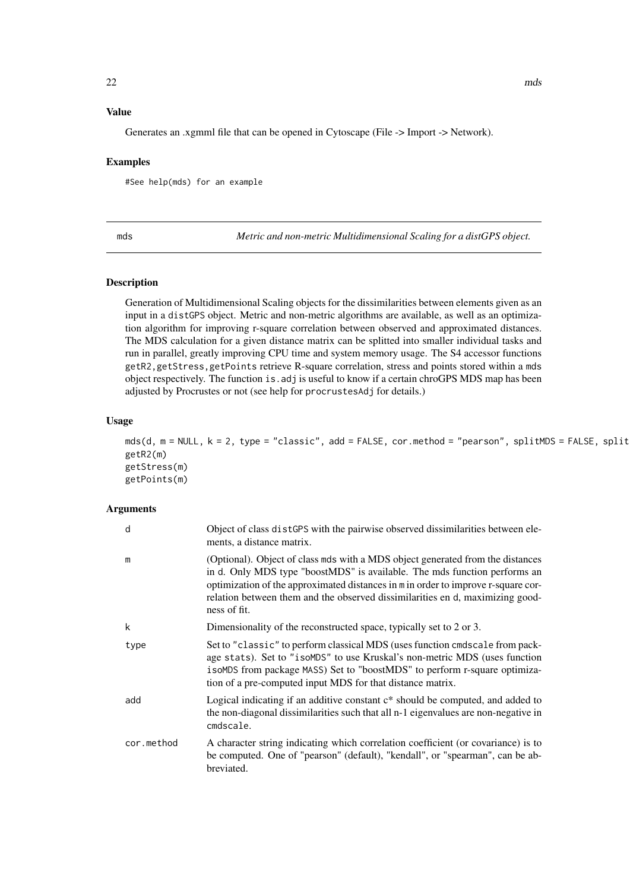### Value

Generates an .xgmml file that can be opened in Cytoscape (File -> Import -> Network).

### Examples

```
#See help(mds) for an example
```

---

## mds — *Metric and non-metric Multidimensional Scaling for a distGPS object.*

---

### Description

Generation of Multidimensional Scaling objects for the dissimilarities between elements given as an input in a `distGPS` object. Metric and non-metric algorithms are available, as well as an optimization algorithm for improving r-square correlation between observed and approximated distances. The MDS calculation for a given distance matrix can be splitted into smaller individual tasks and run in parallel, greatly improving CPU time and system memory usage. The S4 accessor functions `getR2`, `getStress`, `getPoints` retrieve R-square correlation, stress and points stored within a `mds` object respectively. The function `is.adj` is useful to know if a certain chroGPS MDS map has been adjusted by Procrustes or not (see help for `procrustesAdj` for details.)

### Usage

```
mds(d, m = NULL, k = 2, type = "classic", add = FALSE, cor.method = "pearson", splitMDS = FALSE, split
getR2(m)
getStress(m)
getPoints(m)
```

### Arguments

| | |
|---|---|
| d | Object of class `distGPS` with the pairwise observed dissimilarities between elements, a distance matrix. |
| m | (Optional). Object of class `mds` with a MDS object generated from the distances in d. Only MDS type "boostMDS" is available. The mds function performs an optimization of the approximated distances in m in order to improve r-square correlation between them and the observed dissimilarities en d, maximizing goodness of fit. |
| k | Dimensionality of the reconstructed space, typically set to 2 or 3. |
| type | Set to "classic" to perform classical MDS (uses function `cmdscale` from package `stats`). Set to "isoMDS" to use Kruskal's non-metric MDS (uses function `isoMDS` from package `MASS`) Set to "boostMDS" to perform r-square optimization of a pre-computed input MDS for that distance matrix. |
| add | Logical indicating if an additive constant c* should be computed, and added to the non-diagonal dissimilarities such that all n-1 eigenvalues are non-negative in `cmdscale`. |
| cor.method | A character string indicating which correlation coefficient (or covariance) is to be computed. One of "pearson" (default), "kendall", or "spearman", can be abbreviated. |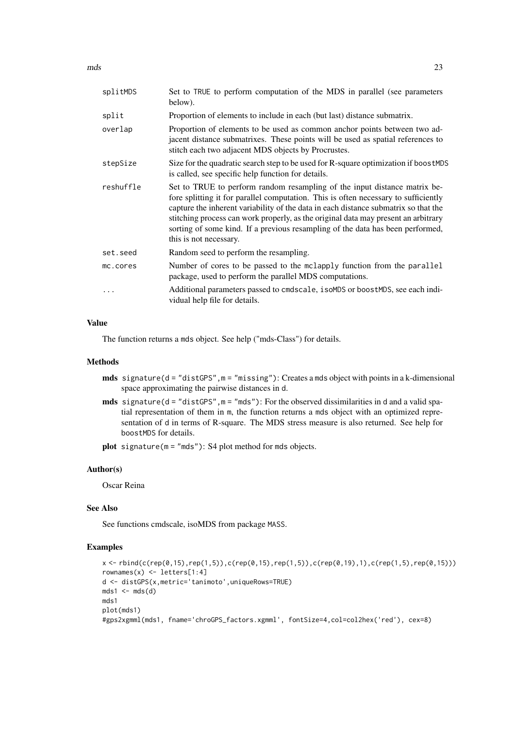| | |
|---|---|
| splitMDS | Set to TRUE to perform computation of the MDS in parallel (see parameters below). |
| split | Proportion of elements to include in each (but last) distance submatrix. |
| overlap | Proportion of elements to be used as common anchor points between two adjacent distance submatrixes. These points will be used as spatial references to stitch each two adjacent MDS objects by Procrustes. |
| stepSize | Size for the quadratic search step to be used for R-square optimization if boostMDS is called, see specific help function for details. |
| reshuffle | Set to TRUE to perform random resampling of the input distance matrix before splitting it for parallel computation. This is often necessary to sufficiently capture the inherent variability of the data in each distance submatrix so that the stitching process can work properly, as the original data may present an arbitrary sorting of some kind. If a previous resampling of the data has been performed, this is not necessary. |
| set.seed | Random seed to perform the resampling. |
| mc.cores | Number of cores to be passed to the mclapply function from the parallel package, used to perform the parallel MDS computations. |
| ... | Additional parameters passed to cmdscale, isoMDS or boostMDS, see each individual help file for details. |

### Value

The function returns a mds object. See help ("mds-Class") for details.

### Methods

**mds** signature(d = "distGPS",m = "missing"): Creates a mds object with points in a k-dimensional space approximating the pairwise distances in d.

**mds** signature(d = "distGPS",m = "mds"): For the observed dissimilarities in d and a valid spatial representation of them in m, the function returns a mds object with an optimized representation of d in terms of R-square. The MDS stress measure is also returned. See help for boostMDS for details.

**plot** signature(m = "mds"): S4 plot method for mds objects.

### Author(s)

Oscar Reina

### See Also

See functions cmdscale, isoMDS from package MASS.

### Examples

```
x <- rbind(c(rep(0,15),rep(1,5)),c(rep(0,15),rep(1,5)),c(rep(0,19),1),c(rep(1,5),rep(0,15)))
rownames(x) <- letters[1:4]
d <- distGPS(x,metric='tanimoto',uniqueRows=TRUE)
mds1 <- mds(d)
mds1
plot(mds1)
#gps2xgmml(mds1, fname='chroGPS_factors.xgmml', fontSize=4,col=col2hex('red'), cex=8)
```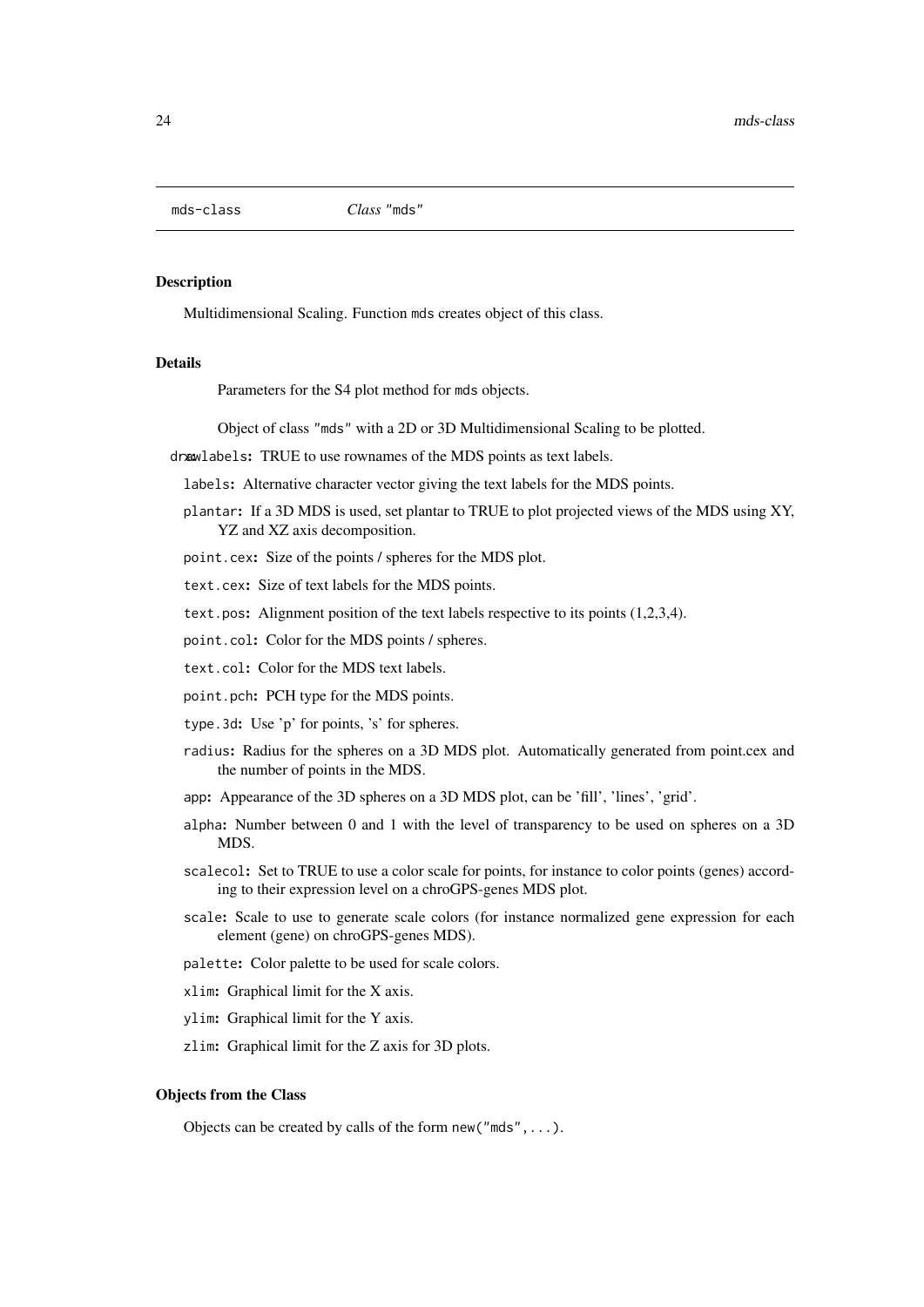mds-class *Class* "mds"

## Description

Multidimensional Scaling. Function mds creates object of this class.

## Details

Parameters for the S4 plot method for mds objects.

Object of class "mds" with a 2D or 3D Multidimensional Scaling to be plotted.

- `drawlabels`: TRUE to use rownames of the MDS points as text labels.
- `labels`: Alternative character vector giving the text labels for the MDS points.
- `plantar`: If a 3D MDS is used, set plantar to TRUE to plot projected views of the MDS using XY, YZ and XZ axis decomposition.
- `point.cex`: Size of the points / spheres for the MDS plot.
- `text.cex`: Size of text labels for the MDS points.
- `text.pos`: Alignment position of the text labels respective to its points (1,2,3,4).
- `point.col`: Color for the MDS points / spheres.
- `text.col`: Color for the MDS text labels.
- `point.pch`: PCH type for the MDS points.
- `type.3d`: Use 'p' for points, 's' for spheres.
- `radius`: Radius for the spheres on a 3D MDS plot. Automatically generated from point.cex and the number of points in the MDS.
- `app`: Appearance of the 3D spheres on a 3D MDS plot, can be 'fill', 'lines', 'grid'.
- `alpha`: Number between 0 and 1 with the level of transparency to be used on spheres on a 3D MDS.
- `scalecol`: Set to TRUE to use a color scale for points, for instance to color points (genes) according to their expression level on a chroGPS-genes MDS plot.
- `scale`: Scale to use to generate scale colors (for instance normalized gene expression for each element (gene) on chroGPS-genes MDS).
- `palette`: Color palette to be used for scale colors.
- `xlim`: Graphical limit for the X axis.
- `ylim`: Graphical limit for the Y axis.
- `zlim`: Graphical limit for the Z axis for 3D plots.

## Objects from the Class

Objects can be created by calls of the form `new("mds",...)`.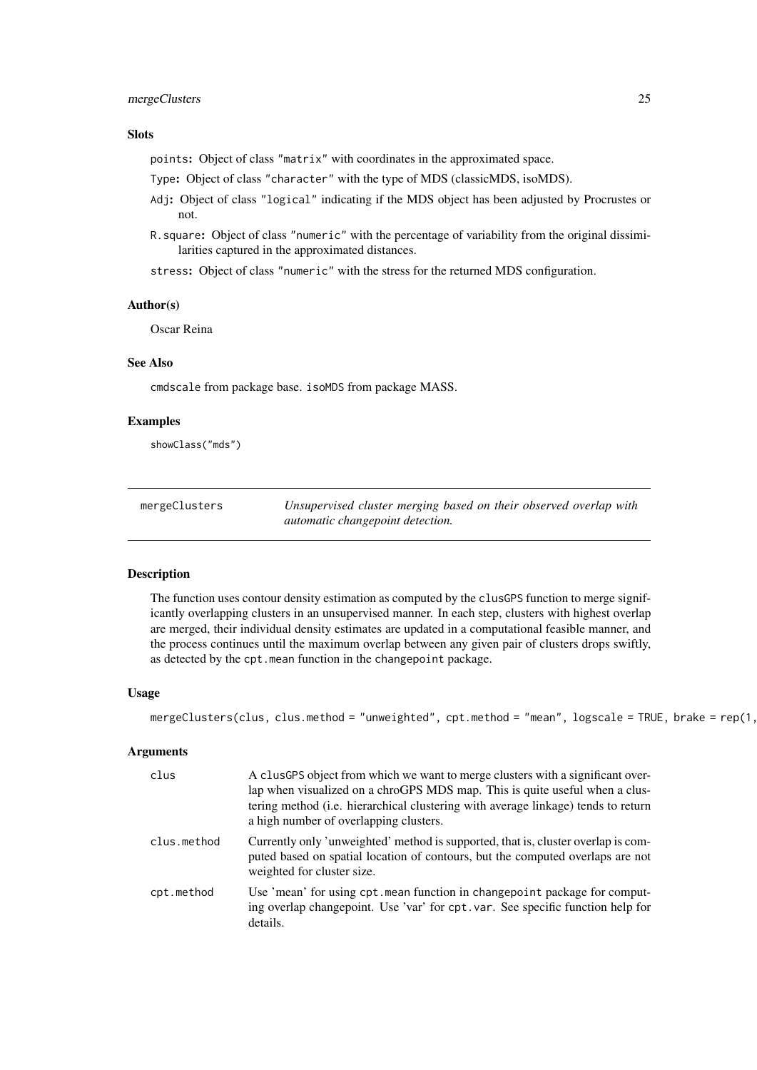### Slots

- `points`: Object of class `"matrix"` with coordinates in the approximated space.
- `Type`: Object of class `"character"` with the type of MDS (classicMDS, isoMDS).
- `Adj`: Object of class `"logical"` indicating if the MDS object has been adjusted by Procrustes or not.
- `R.square`: Object of class `"numeric"` with the percentage of variability from the original dissimilarities captured in the approximated distances.
- `stress`: Object of class `"numeric"` with the stress for the returned MDS configuration.

### Author(s)

Oscar Reina

### See Also

`cmdscale` from package base. `isoMDS` from package MASS.

### Examples

```
showClass("mds")
```

---

## mergeClusters — *Unsupervised cluster merging based on their observed overlap with automatic changepoint detection.*

### Description

The function uses contour density estimation as computed by the `clusGPS` function to merge significantly overlapping clusters in an unsupervised manner. In each step, clusters with highest overlap are merged, their individual density estimates are updated in a computational feasible manner, and the process continues until the maximum overlap between any given pair of clusters drops swiftly, as detected by the `cpt.mean` function in the `changepoint` package.

### Usage

```
mergeClusters(clus, clus.method = "unweighted", cpt.method = "mean", logscale = TRUE, brake = rep(1,
```

### Arguments

| | |
|---|---|
| `clus` | A `clusGPS` object from which we want to merge clusters with a significant overlap when visualized on a chroGPS MDS map. This is quite useful when a clustering method (i.e. hierarchical clustering with average linkage) tends to return a high number of overlapping clusters. |
| `clus.method` | Currently only 'unweighted' method is supported, that is, cluster overlap is computed based on spatial location of contours, but the computed overlaps are not weighted for cluster size. |
| `cpt.method` | Use 'mean' for using `cpt.mean` function in `changepoint` package for computing overlap changepoint. Use 'var' for `cpt.var`. See specific function help for details. |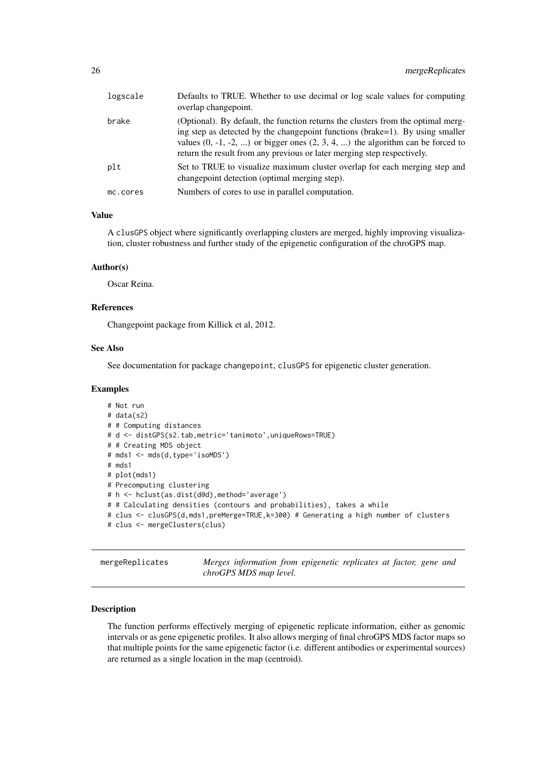| | |
|---|---|
| logscale | Defaults to TRUE. Whether to use decimal or log scale values for computing overlap changepoint. |
| brake | (Optional). By default, the function returns the clusters from the optimal merging step as detected by the changepoint functions (brake=1). By using smaller values (0, -1, -2, ...) or bigger ones (2, 3, 4, ...) the algorithm can be forced to return the result from any previous or later merging step respectively. |
| plt | Set to TRUE to visualize maximum cluster overlap for each merging step and changepoint detection (optimal merging step). |
| mc.cores | Numbers of cores to use in parallel computation. |

### Value

A clusGPS object where significantly overlapping clusters are merged, highly improving visualization, cluster robustness and further study of the epigenetic configuration of the chroGPS map.

### Author(s)

Oscar Reina.

### References

Changepoint package from Killick et al, 2012.

### See Also

See documentation for package changepoint, clusGPS for epigenetic cluster generation.

### Examples

```
# Not run
# data(s2)
# # Computing distances
# d <- distGPS(s2.tab,metric='tanimoto',uniqueRows=TRUE)
# # Creating MDS object
# mds1 <- mds(d,type='isoMDS')
# mds1
# plot(mds1)
# Precomputing clustering
# h <- hclust(as.dist(d@d),method='average')
# # Calculating densities (contours and probabilities), takes a while
# clus <- clusGPS(d,mds1,preMerge=TRUE,k=300) # Generating a high number of clusters
# clus <- mergeClusters(clus)
```

---

## mergeReplicates — *Merges information from epigenetic replicates at factor, gene and chroGPS MDS map level.*

---

### Description

The function performs effectively merging of epigenetic replicate information, either as genomic intervals or as gene epigenetic profiles. It also allows merging of final chroGPS MDS factor maps so that multiple points for the same epigenetic factor (i.e. different antibodies or experimental sources) are returned as a single location in the map (centroid).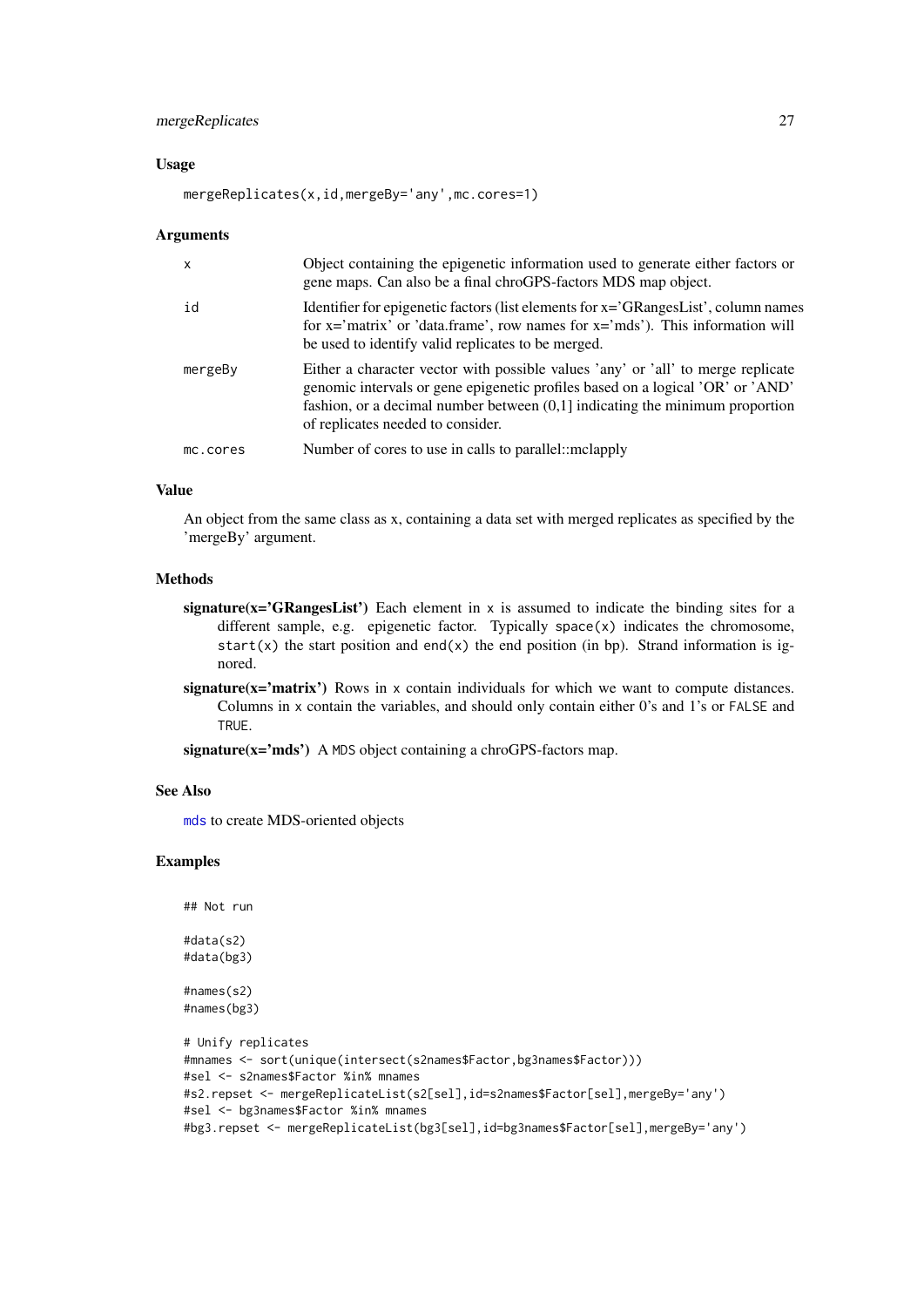### Usage

```
mergeReplicates(x,id,mergeBy='any',mc.cores=1)
```

### Arguments

| | |
|---|---|
| x | Object containing the epigenetic information used to generate either factors or gene maps. Can also be a final chroGPS-factors MDS map object. |
| id | Identifier for epigenetic factors (list elements for x='GRangesList', column names for x='matrix' or 'data.frame', row names for x='mds'). This information will be used to identify valid replicates to be merged. |
| mergeBy | Either a character vector with possible values 'any' or 'all' to merge replicate genomic intervals or gene epigenetic profiles based on a logical 'OR' or 'AND' fashion, or a decimal number between (0,1] indicating the minimum proportion of replicates needed to consider. |
| mc.cores | Number of cores to use in calls to parallel::mclapply |

### Value

An object from the same class as x, containing a data set with merged replicates as specified by the 'mergeBy' argument.

### Methods

- **signature(x='GRangesList')** Each element in `x` is assumed to indicate the binding sites for a different sample, e.g. epigenetic factor. Typically `space(x)` indicates the chromosome, `start(x)` the start position and `end(x)` the end position (in bp). Strand information is ignored.
- **signature(x='matrix')** Rows in `x` contain individuals for which we want to compute distances. Columns in `x` contain the variables, and should only contain either 0's and 1's or `FALSE` and `TRUE`.
- **signature(x='mds')** A `MDS` object containing a chroGPS-factors map.

### See Also

`mds` to create MDS-oriented objects

### Examples

```
## Not run

#data(s2)
#data(bg3)

#names(s2)
#names(bg3)

# Unify replicates
#mnames <- sort(unique(intersect(s2names$Factor,bg3names$Factor)))
#sel <- s2names$Factor %in% mnames
#s2.repset <- mergeReplicateList(s2[sel],id=s2names$Factor[sel],mergeBy='any')
#sel <- bg3names$Factor %in% mnames
#bg3.repset <- mergeReplicateList(bg3[sel],id=bg3names$Factor[sel],mergeBy='any')
```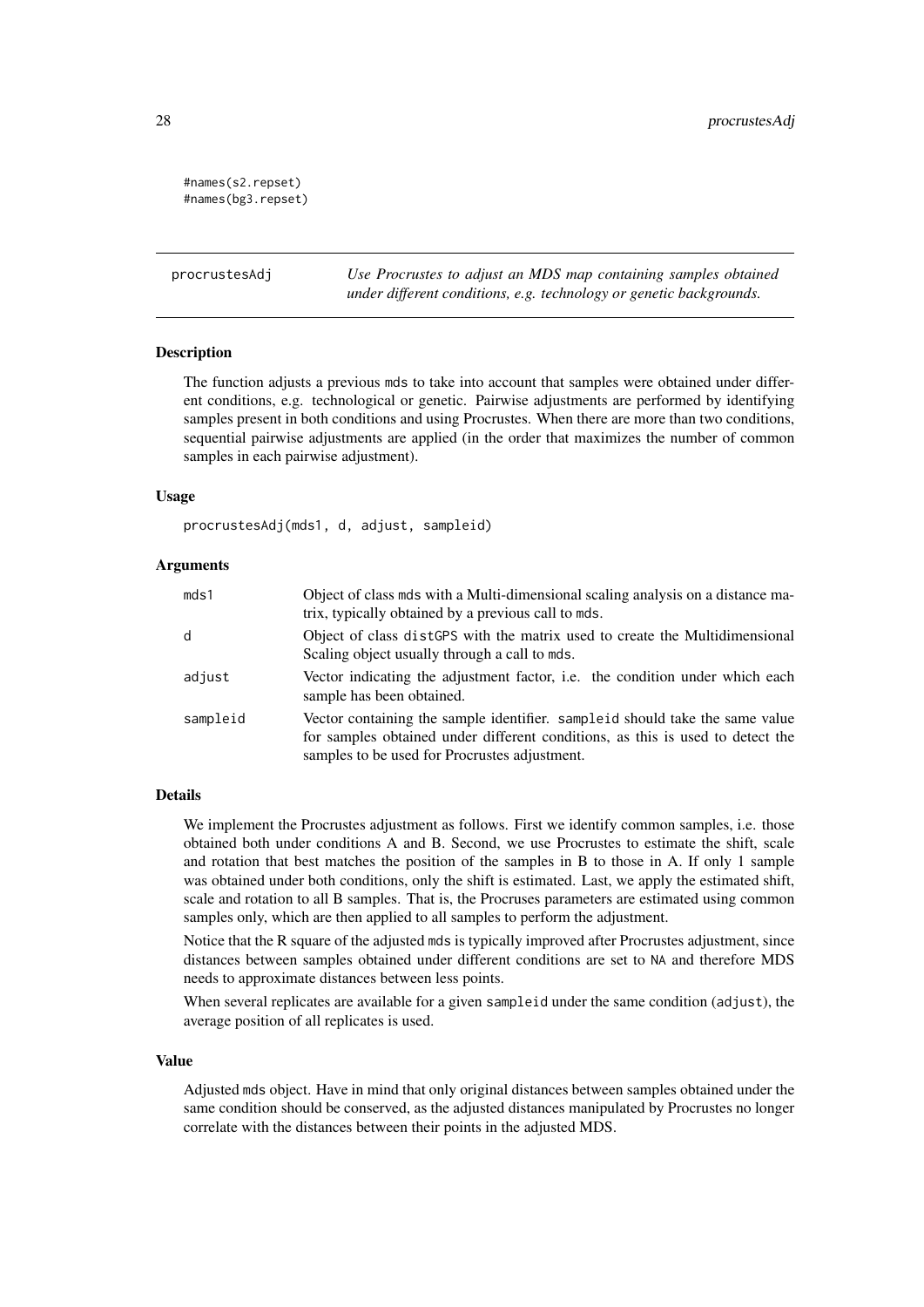```
#names(s2.repset)
#names(bg3.repset)
```

## procrustesAdj

*Use Procrustes to adjust an MDS map containing samples obtained under different conditions, e.g. technology or genetic backgrounds.*

### Description

The function adjusts a previous mds to take into account that samples were obtained under different conditions, e.g. technological or genetic. Pairwise adjustments are performed by identifying samples present in both conditions and using Procrustes. When there are more than two conditions, sequential pairwise adjustments are applied (in the order that maximizes the number of common samples in each pairwise adjustment).

### Usage

```
procrustesAdj(mds1, d, adjust, sampleid)
```

### Arguments

| | |
|---|---|
| mds1 | Object of class mds with a Multi-dimensional scaling analysis on a distance matrix, typically obtained by a previous call to mds. |
| d | Object of class distGPS with the matrix used to create the Multidimensional Scaling object usually through a call to mds. |
| adjust | Vector indicating the adjustment factor, i.e. the condition under which each sample has been obtained. |
| sampleid | Vector containing the sample identifier. sampleid should take the same value for samples obtained under different conditions, as this is used to detect the samples to be used for Procrustes adjustment. |

### Details

We implement the Procrustes adjustment as follows. First we identify common samples, i.e. those obtained both under conditions A and B. Second, we use Procrustes to estimate the shift, scale and rotation that best matches the position of the samples in B to those in A. If only 1 sample was obtained under both conditions, only the shift is estimated. Last, we apply the estimated shift, scale and rotation to all B samples. That is, the Procruses parameters are estimated using common samples only, which are then applied to all samples to perform the adjustment.

Notice that the R square of the adjusted mds is typically improved after Procrustes adjustment, since distances between samples obtained under different conditions are set to NA and therefore MDS needs to approximate distances between less points.

When several replicates are available for a given sampleid under the same condition (adjust), the average position of all replicates is used.

### Value

Adjusted mds object. Have in mind that only original distances between samples obtained under the same condition should be conserved, as the adjusted distances manipulated by Procrustes no longer correlate with the distances between their points in the adjusted MDS.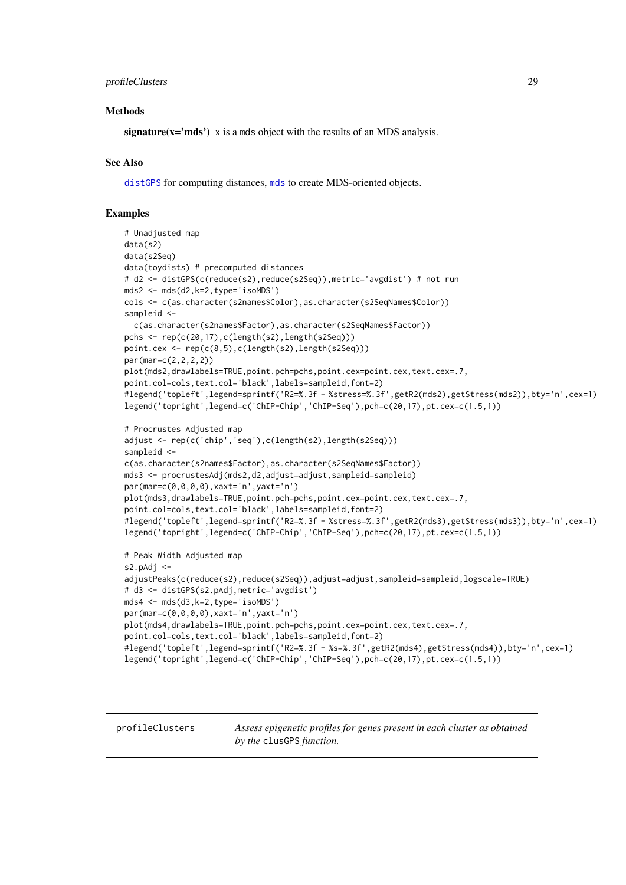### Methods

**signature(x='mds')** x is a mds object with the results of an MDS analysis.

### See Also

distGPS for computing distances, mds to create MDS-oriented objects.

### Examples

```
# Unadjusted map
data(s2)
data(s2Seq)
data(toydists) # precomputed distances
# d2 <- distGPS(c(reduce(s2),reduce(s2Seq)),metric='avgdist') # not run
mds2 <- mds(d2,k=2,type='isoMDS')
cols <- c(as.character(s2names$Color),as.character(s2SeqNames$Color))
sampleid <-
  c(as.character(s2names$Factor),as.character(s2SeqNames$Factor))
pchs <- rep(c(20,17),c(length(s2),length(s2Seq)))
point.cex <- rep(c(8,5),c(length(s2),length(s2Seq)))
par(mar=c(2,2,2,2))
plot(mds2,drawlabels=TRUE,point.pch=pchs,point.cex=point.cex,text.cex=.7,
point.col=cols,text.col='black',labels=sampleid,font=2)
#legend('topleft',legend=sprintf('R2=%.3f - %stress=%.3f',getR2(mds2),getStress(mds2)),bty='n',cex=1)
legend('topright',legend=c('ChIP-Chip','ChIP-Seq'),pch=c(20,17),pt.cex=c(1.5,1))

# Procrustes Adjusted map
adjust <- rep(c('chip','seq'),c(length(s2),length(s2Seq)))
sampleid <-
c(as.character(s2names$Factor),as.character(s2SeqNames$Factor))
mds3 <- procrustesAdj(mds2,d2,adjust=adjust,sampleid=sampleid)
par(mar=c(0,0,0,0),xaxt='n',yaxt='n')
plot(mds3,drawlabels=TRUE,point.pch=pchs,point.cex=point.cex,text.cex=.7,
point.col=cols,text.col='black',labels=sampleid,font=2)
#legend('topleft',legend=sprintf('R2=%.3f - %stress=%.3f',getR2(mds3),getStress(mds3)),bty='n',cex=1)
legend('topright',legend=c('ChIP-Chip','ChIP-Seq'),pch=c(20,17),pt.cex=c(1.5,1))

# Peak Width Adjusted map
s2.pAdj <-
adjustPeaks(c(reduce(s2),reduce(s2Seq)),adjust=adjust,sampleid=sampleid,logscale=TRUE)
# d3 <- distGPS(s2.pAdj,metric='avgdist')
mds4 <- mds(d3,k=2,type='isoMDS')
par(mar=c(0,0,0,0),xaxt='n',yaxt='n')
plot(mds4,drawlabels=TRUE,point.pch=pchs,point.cex=point.cex,text.cex=.7,
point.col=cols,text.col='black',labels=sampleid,font=2)
#legend('topleft',legend=sprintf('R2=%.3f - %s=%.3f',getR2(mds4),getStress(mds4)),bty='n',cex=1)
legend('topright',legend=c('ChIP-Chip','ChIP-Seq'),pch=c(20,17),pt.cex=c(1.5,1))
```

---

## profileClusters — *Assess epigenetic profiles for genes present in each cluster as obtained by the* clusGPS *function.*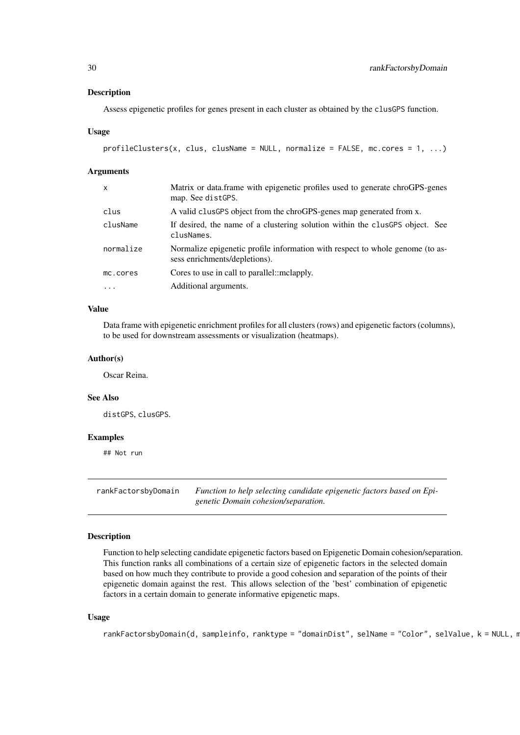### Description

Assess epigenetic profiles for genes present in each cluster as obtained by the `clusGPS` function.

### Usage

```
profileClusters(x, clus, clusName = NULL, normalize = FALSE, mc.cores = 1, ...)
```

### Arguments

| | |
|---|---|
| `x` | Matrix or data.frame with epigenetic profiles used to generate chroGPS-genes map. See `distGPS`. |
| `clus` | A valid `clusGPS` object from the chroGPS-genes map generated from x. |
| `clusName` | If desired, the name of a clustering solution within the `clusGPS` object. See `clusNames`. |
| `normalize` | Normalize epigenetic profile information with respect to whole genome (to assess enrichments/depletions). |
| `mc.cores` | Cores to use in call to parallel::mclapply. |
| `...` | Additional arguments. |

### Value

Data frame with epigenetic enrichment profiles for all clusters (rows) and epigenetic factors (columns), to be used for downstream assessments or visualization (heatmaps).

### Author(s)

Oscar Reina.

### See Also

`distGPS`, `clusGPS`.

### Examples

```
## Not run
```

---

## rankFactorsbyDomain *Function to help selecting candidate epigenetic factors based on Epigenetic Domain cohesion/separation.*

---

### Description

Function to help selecting candidate epigenetic factors based on Epigenetic Domain cohesion/separation. This function ranks all combinations of a certain size of epigenetic factors in the selected domain based on how much they contribute to provide a good cohesion and separation of the points of their epigenetic domain against the rest. This allows selection of the 'best' combination of epigenetic factors in a certain domain to generate informative epigenetic maps.

### Usage

```
rankFactorsbyDomain(d, sampleinfo, ranktype = "domainDist", selName = "Color", selValue, k = NULL, m
```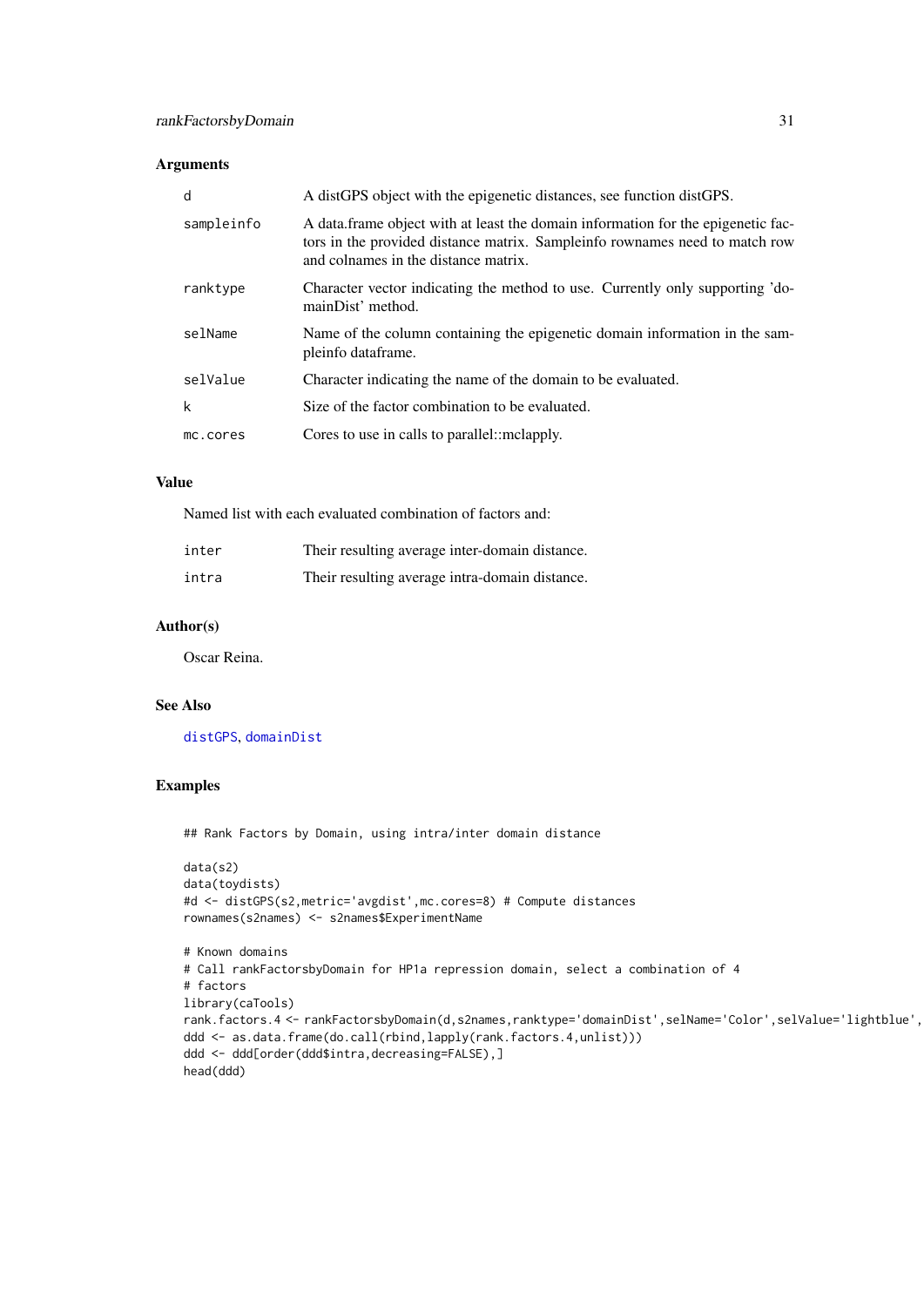## Arguments

| | |
|---|---|
| `d` | A distGPS object with the epigenetic distances, see function distGPS. |
| `sampleinfo` | A data.frame object with at least the domain information for the epigenetic factors in the provided distance matrix. Sampleinfo rownames need to match row and colnames in the distance matrix. |
| `ranktype` | Character vector indicating the method to use. Currently only supporting 'domainDist' method. |
| `selName` | Name of the column containing the epigenetic domain information in the sampleinfo dataframe. |
| `selValue` | Character indicating the name of the domain to be evaluated. |
| `k` | Size of the factor combination to be evaluated. |
| `mc.cores` | Cores to use in calls to parallel::mclapply. |

## Value

Named list with each evaluated combination of factors and:

| | |
|---|---|
| `inter` | Their resulting average inter-domain distance. |
| `intra` | Their resulting average intra-domain distance. |

## Author(s)

Oscar Reina.

## See Also

distGPS, domainDist

## Examples

```
## Rank Factors by Domain, using intra/inter domain distance

data(s2)
data(toydists)
#d <- distGPS(s2,metric='avgdist',mc.cores=8) # Compute distances
rownames(s2names) <- s2names$ExperimentName

# Known domains
# Call rankFactorsbyDomain for HP1a repression domain, select a combination of 4
# factors
library(caTools)
rank.factors.4 <- rankFactorsbyDomain(d,s2names,ranktype='domainDist',selName='Color',selValue='lightblue',
ddd <- as.data.frame(do.call(rbind,lapply(rank.factors.4,unlist)))
ddd <- ddd[order(ddd$intra,decreasing=FALSE),]
head(ddd)
```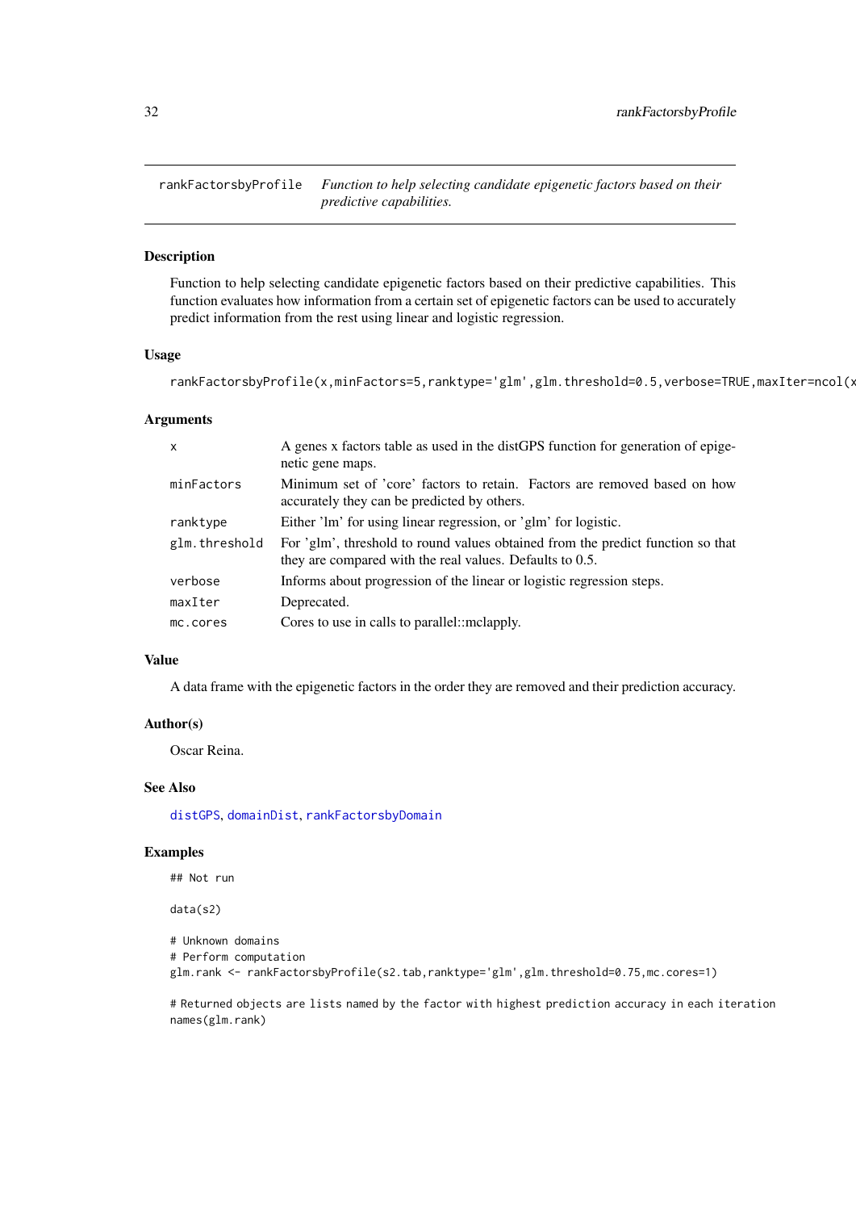## rankFactorsbyProfile *Function to help selecting candidate epigenetic factors based on their predictive capabilities.*

### Description

Function to help selecting candidate epigenetic factors based on their predictive capabilities. This function evaluates how information from a certain set of epigenetic factors can be used to accurately predict information from the rest using linear and logistic regression.

### Usage

```
rankFactorsbyProfile(x,minFactors=5,ranktype='glm',glm.threshold=0.5,verbose=TRUE,maxIter=ncol(x
```

### Arguments

| | |
|---|---|
| x | A genes x factors table as used in the distGPS function for generation of epigenetic gene maps. |
| minFactors | Minimum set of 'core' factors to retain. Factors are removed based on how accurately they can be predicted by others. |
| ranktype | Either 'lm' for using linear regression, or 'glm' for logistic. |
| glm.threshold | For 'glm', threshold to round values obtained from the predict function so that they are compared with the real values. Defaults to 0.5. |
| verbose | Informs about progression of the linear or logistic regression steps. |
| maxIter | Deprecated. |
| mc.cores | Cores to use in calls to parallel::mclapply. |

### Value

A data frame with the epigenetic factors in the order they are removed and their prediction accuracy.

### Author(s)

Oscar Reina.

### See Also

distGPS, domainDist, rankFactorsbyDomain

### Examples

```
## Not run

data(s2)

# Unknown domains
# Perform computation
glm.rank <- rankFactorsbyProfile(s2.tab,ranktype='glm',glm.threshold=0.75,mc.cores=1)

# Returned objects are lists named by the factor with highest prediction accuracy in each iteration
names(glm.rank)
```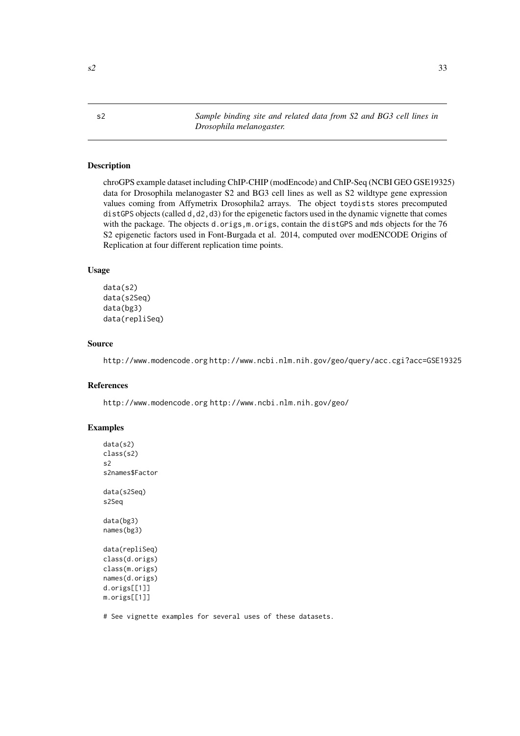s2 *Sample binding site and related data from S2 and BG3 cell lines in Drosophila melanogaster.*

## Description

chroGPS example dataset including ChIP-CHIP (modEncode) and ChIP-Seq (NCBI GEO GSE19325) data for Drosophila melanogaster S2 and BG3 cell lines as well as S2 wildtype gene expression values coming from Affymetrix Drosophila2 arrays. The object `toydists` stores precomputed `distGPS` objects (called `d,d2,d3`) for the epigenetic factors used in the dynamic vignette that comes with the package. The objects `d.origs,m.origs`, contain the `distGPS` and `mds` objects for the 76 S2 epigenetic factors used in Font-Burgada et al. 2014, computed over modENCODE Origins of Replication at four different replication time points.

## Usage

```
data(s2)
data(s2Seq)
data(bg3)
data(repliSeq)
```

## Source

http://www.modencode.org http://www.ncbi.nlm.nih.gov/geo/query/acc.cgi?acc=GSE19325

## References

http://www.modencode.org http://www.ncbi.nlm.nih.gov/geo/

## Examples

```
data(s2)
class(s2)
s2
s2names$Factor

data(s2Seq)
s2Seq

data(bg3)
names(bg3)

data(repliSeq)
class(d.origs)
class(m.origs)
names(d.origs)
d.origs[[1]]
m.origs[[1]]

# See vignette examples for several uses of these datasets.
```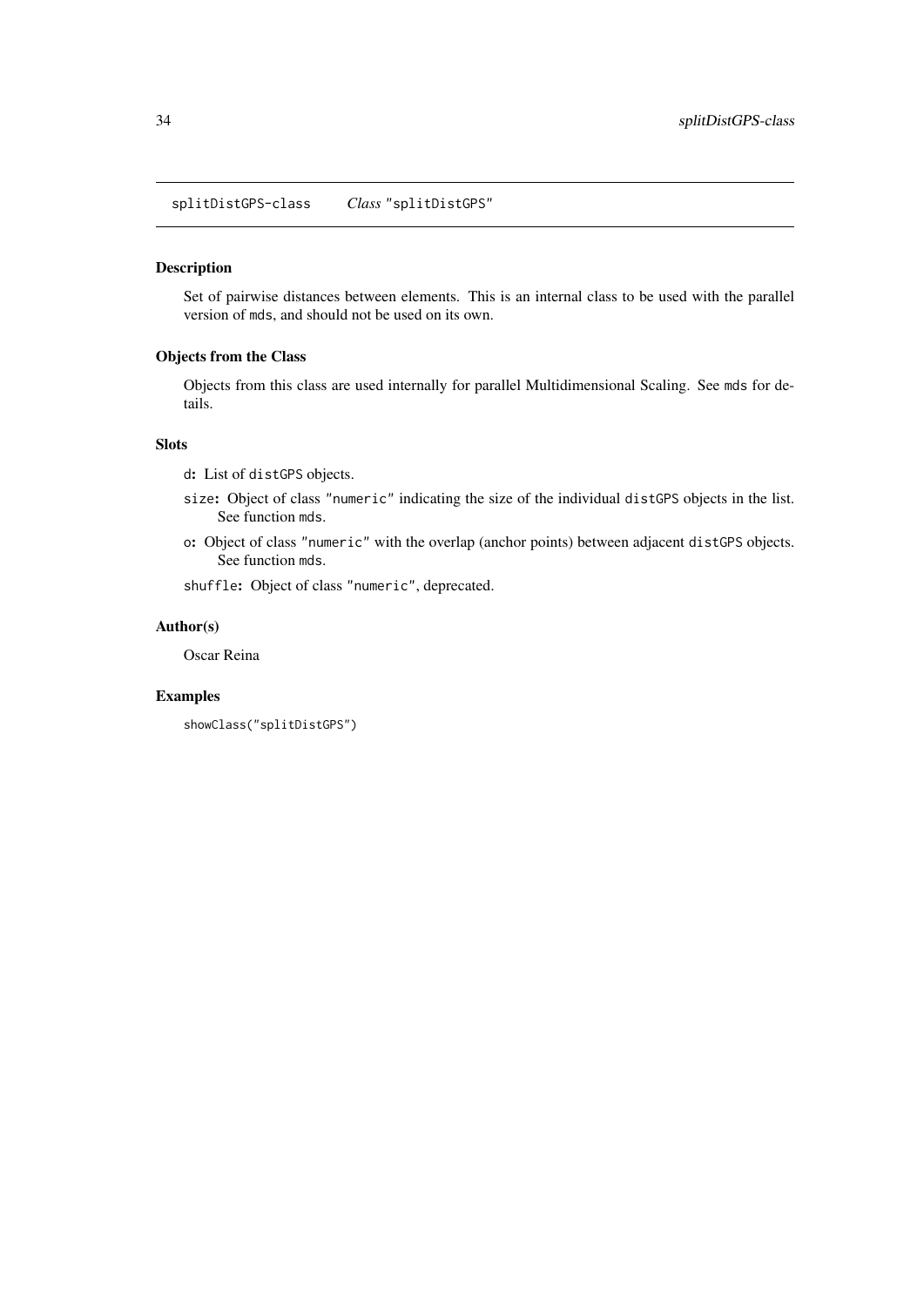splitDistGPS-class *Class* "splitDistGPS"

### Description

Set of pairwise distances between elements. This is an internal class to be used with the parallel version of `mds`, and should not be used on its own.

### Objects from the Class

Objects from this class are used internally for parallel Multidimensional Scaling. See `mds` for details.

### Slots

- **`d`:** List of `distGPS` objects.
- **`size`:** Object of class `"numeric"` indicating the size of the individual `distGPS` objects in the list. See function `mds`.
- **`o`:** Object of class `"numeric"` with the overlap (anchor points) between adjacent `distGPS` objects. See function `mds`.
- **`shuffle`:** Object of class `"numeric"`, deprecated.

### Author(s)

Oscar Reina

### Examples

```
showClass("splitDistGPS")
```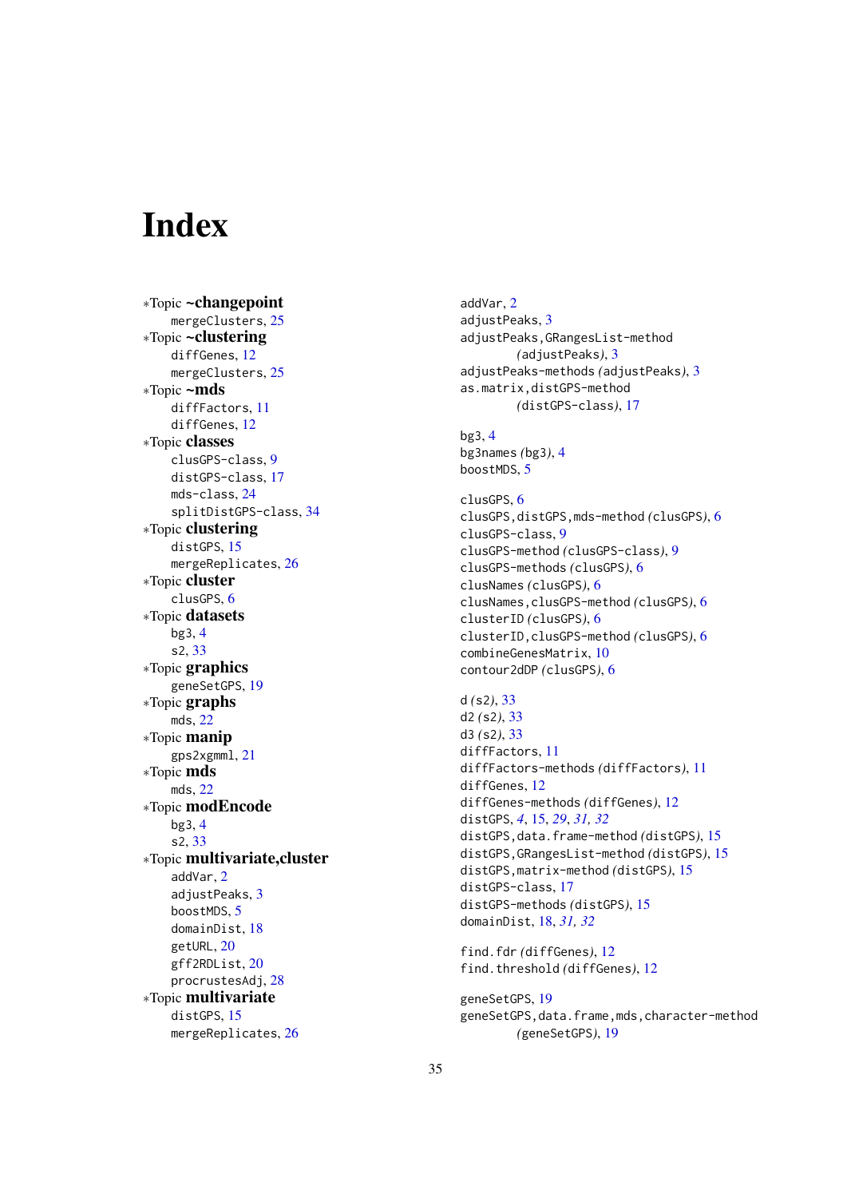# Index

∗Topic **~changepoint**
- mergeClusters, 25

∗Topic **~clustering**
- diffGenes, 12
- mergeClusters, 25

∗Topic **~mds**
- diffFactors, 11
- diffGenes, 12

∗Topic **classes**
- clusGPS-class, 9
- distGPS-class, 17
- mds-class, 24
- splitDistGPS-class, 34

∗Topic **clustering**
- distGPS, 15
- mergeReplicates, 26

∗Topic **cluster**
- clusGPS, 6

∗Topic **datasets**
- bg3, 4
- s2, 33

∗Topic **graphics**
- geneSetGPS, 19

∗Topic **graphs**
- mds, 22

∗Topic **manip**
- gps2xgmml, 21

∗Topic **mds**
- mds, 22

∗Topic **modEncode**
- bg3, 4
- s2, 33

∗Topic **multivariate,cluster**
- addVar, 2
- adjustPeaks, 3
- boostMDS, 5
- domainDist, 18
- getURL, 20
- gff2RDList, 20
- procrustesAdj, 28

∗Topic **multivariate**
- distGPS, 15
- mergeReplicates, 26

addVar, 2
adjustPeaks, 3
adjustPeaks,GRangesList-method *(adjustPeaks)*, 3
adjustPeaks-methods *(adjustPeaks)*, 3
as.matrix,distGPS-method *(distGPS-class)*, 17

bg3, 4
bg3names *(bg3)*, 4
boostMDS, 5

clusGPS, 6
clusGPS,distGPS,mds-method *(clusGPS)*, 6
clusGPS-class, 9
clusGPS-method *(clusGPS-class)*, 9
clusGPS-methods *(clusGPS)*, 6
clusNames *(clusGPS)*, 6
clusNames,clusGPS-method *(clusGPS)*, 6
clusterID *(clusGPS)*, 6
clusterID,clusGPS-method *(clusGPS)*, 6
combineGenesMatrix, 10
contour2dDP *(clusGPS)*, 6

d *(s2)*, 33
d2 *(s2)*, 33
d3 *(s2)*, 33
diffFactors, 11
diffFactors-methods *(diffFactors)*, 11
diffGenes, 12
diffGenes-methods *(diffGenes)*, 12
distGPS, *4*, 15, *29*, *31*, *32*
distGPS,data.frame-method *(distGPS)*, 15
distGPS,GRangesList-method *(distGPS)*, 15
distGPS,matrix-method *(distGPS)*, 15
distGPS-class, 17
distGPS-methods *(distGPS)*, 15
domainDist, 18, *31*, *32*

find.fdr *(diffGenes)*, 12
find.threshold *(diffGenes)*, 12

geneSetGPS, 19
geneSetGPS,data.frame,mds,character-method *(geneSetGPS)*, 19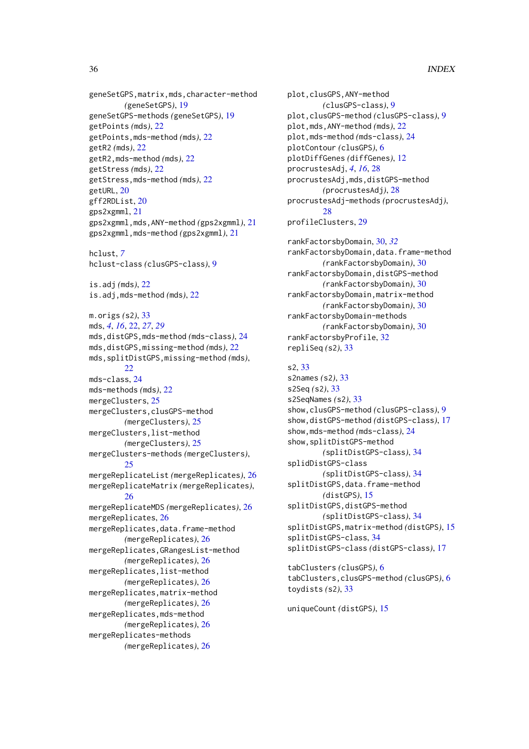geneSetGPS,matrix,mds,character-method
*(geneSetGPS)*, 19
geneSetGPS-methods *(geneSetGPS)*, 19
getPoints *(mds)*, 22
getPoints,mds-method *(mds)*, 22
getR2 *(mds)*, 22
getR2,mds-method *(mds)*, 22
getStress *(mds)*, 22
getStress,mds-method *(mds)*, 22
getURL, 20
gff2RDList, 20
gps2xgmml, 21
gps2xgmml,mds,ANY-method *(gps2xgmml)*, 21
gps2xgmml,mds-method *(gps2xgmml)*, 21

hclust, *7*
hclust-class *(clusGPS-class)*, 9

is.adj *(mds)*, 22
is.adj,mds-method *(mds)*, 22

m.origs *(s2)*, 33
mds, *4*, *16*, 22, *27*, *29*
mds,distGPS,mds-method *(mds-class)*, 24
mds,distGPS,missing-method *(mds)*, 22
mds,splitDistGPS,missing-method *(mds)*, 22
mds-class, 24
mds-methods *(mds)*, 22
mergeClusters, 25
mergeClusters,clusGPS-method
*(mergeClusters)*, 25
mergeClusters,list-method
*(mergeClusters)*, 25
mergeClusters-methods *(mergeClusters)*, 25
mergeReplicateList *(mergeReplicates)*, 26
mergeReplicateMatrix *(mergeReplicates)*, 26
mergeReplicateMDS *(mergeReplicates)*, 26
mergeReplicates, 26
mergeReplicates,data.frame-method
*(mergeReplicates)*, 26
mergeReplicates,GRangesList-method
*(mergeReplicates)*, 26
mergeReplicates,list-method
*(mergeReplicates)*, 26
mergeReplicates,matrix-method
*(mergeReplicates)*, 26
mergeReplicates,mds-method
*(mergeReplicates)*, 26
mergeReplicates-methods
*(mergeReplicates)*, 26

plot,clusGPS,ANY-method
*(clusGPS-class)*, 9
plot,clusGPS-method *(clusGPS-class)*, 9
plot,mds,ANY-method *(mds)*, 22
plot,mds-method *(mds-class)*, 24
plotContour *(clusGPS)*, 6
plotDiffGenes *(diffGenes)*, 12
procrustesAdj, *4*, *16*, 28
procrustesAdj,mds,distGPS-method
*(procrustesAdj)*, 28
procrustesAdj-methods *(procrustesAdj)*, 28
profileClusters, 29

rankFactorsbyDomain, 30, *32*
rankFactorsbyDomain,data.frame-method
*(rankFactorsbyDomain)*, 30
rankFactorsbyDomain,distGPS-method
*(rankFactorsbyDomain)*, 30
rankFactorsbyDomain,matrix-method
*(rankFactorsbyDomain)*, 30
rankFactorsbyDomain-methods
*(rankFactorsbyDomain)*, 30
rankFactorsbyProfile, 32
repliSeq *(s2)*, 33

s2, 33
s2names *(s2)*, 33
s2Seq *(s2)*, 33
s2SeqNames *(s2)*, 33
show,clusGPS-method *(clusGPS-class)*, 9
show,distGPS-method *(distGPS-class)*, 17
show,mds-method *(mds-class)*, 24
show,splitDistGPS-method
*(splitDistGPS-class)*, 34
splidDistGPS-class
*(splitDistGPS-class)*, 34
splitDistGPS,data.frame-method
*(distGPS)*, 15
splitDistGPS,distGPS-method
*(splitDistGPS-class)*, 34
splitDistGPS,matrix-method *(distGPS)*, 15
splitDistGPS-class, 34
splitDistGPS-class *(distGPS-class)*, 17

tabClusters *(clusGPS)*, 6
tabClusters,clusGPS-method *(clusGPS)*, 6
toydists *(s2)*, 33

uniqueCount *(distGPS)*, 15